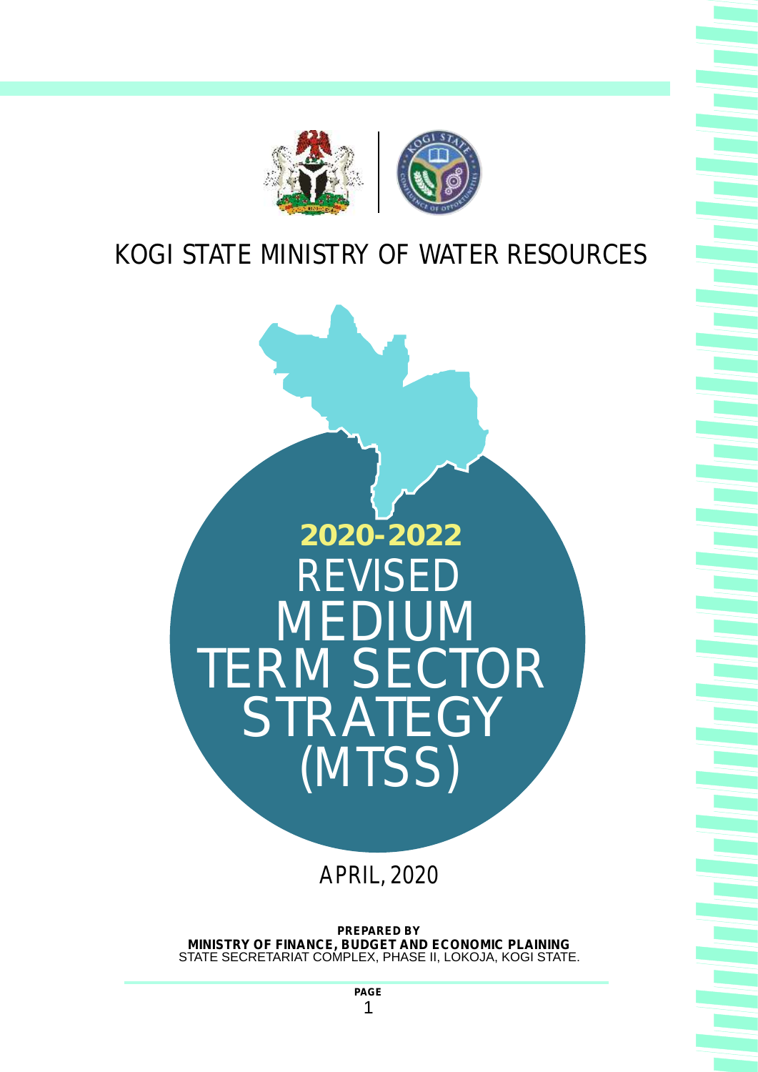# KOGI STATE MINISTRY OF WATER RESOURCES

# 2020-2022 REVISED MEDIUM TERM SECTOR STRATEGY (MTSS)

APRIL, 2020

**PREPARED BY**
**MINISTRY OF FINANCE, BUDGET AND ECONOMIC PLAINING**
STATE SECRETARIAT COMPLEX, PHASE II, LOKOJA, KOGI STATE.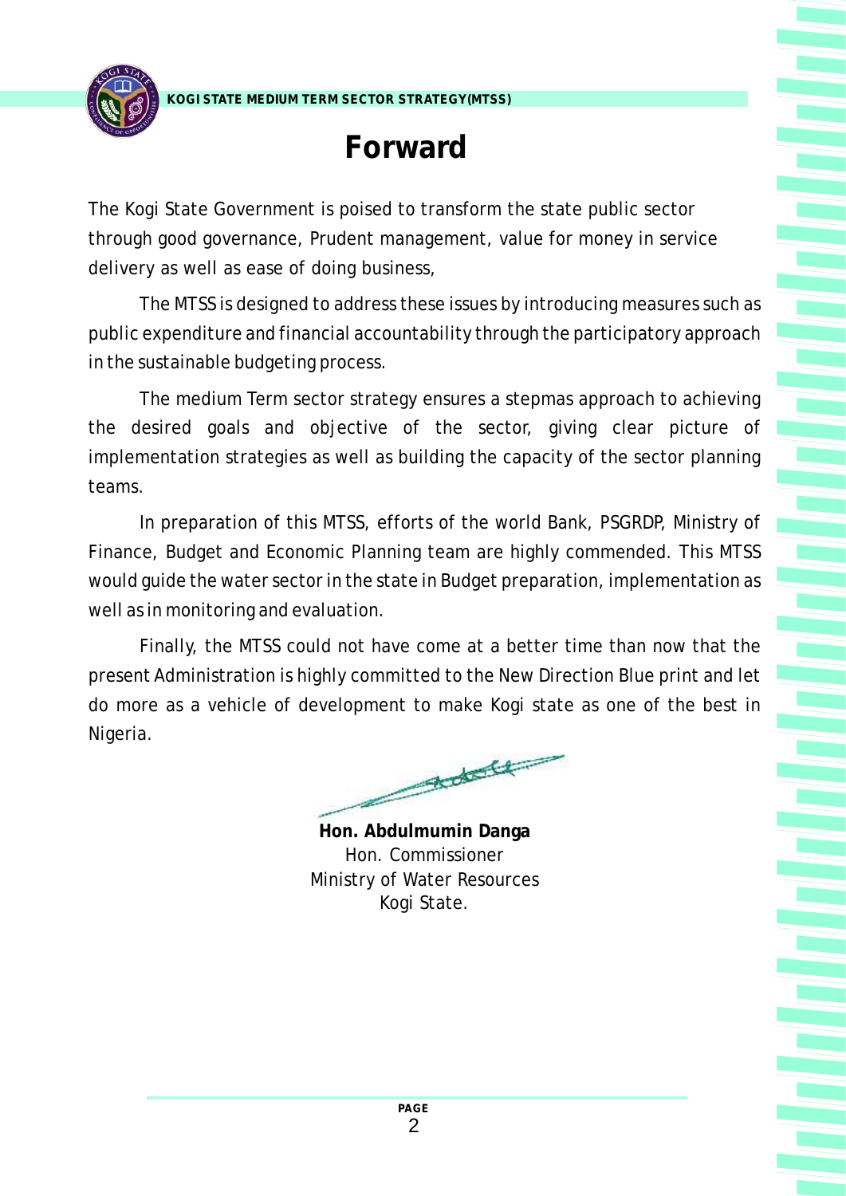# Forward

The Kogi State Government is poised to transform the state public sector through good governance, Prudent management, value for money in service delivery as well as ease of doing business,

The MTSS is designed to address these issues by introducing measures such as public expenditure and financial accountability through the participatory approach in the sustainable budgeting process.

The medium Term sector strategy ensures a stepmas approach to achieving the desired goals and objective of the sector, giving clear picture of implementation strategies as well as building the capacity of the sector planning teams.

In preparation of this MTSS, efforts of the world Bank, PSGRDP, Ministry of Finance, Budget and Economic Planning team are highly commended. This MTSS would guide the water sector in the state in Budget preparation, implementation as well as in monitoring and evaluation.

Finally, the MTSS could not have come at a better time than now that the present Administration is highly committed to the New Direction Blue print and let do more as a vehicle of development to make Kogi state as one of the best in Nigeria.

**Hon. Abdulmumin Danga**
Hon. Commissioner
Ministry of Water Resources
Kogi State.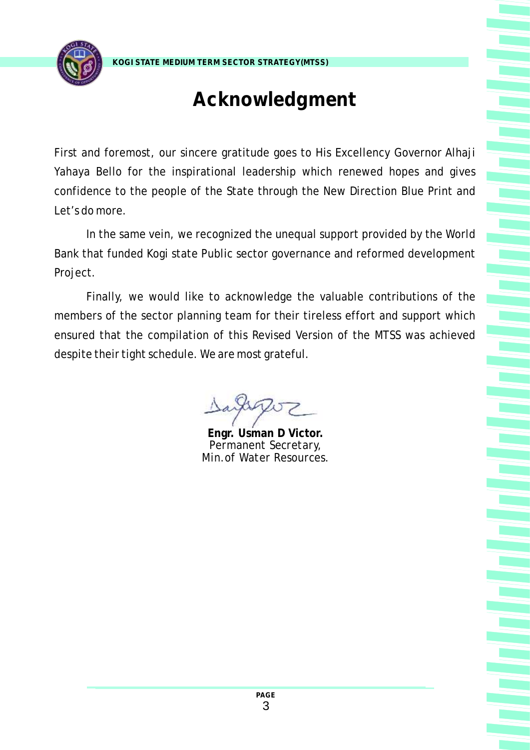# Acknowledgment

First and foremost, our sincere gratitude goes to His Excellency Governor Alhaji Yahaya Bello for the inspirational leadership which renewed hopes and gives confidence to the people of the State through the New Direction Blue Print and Let's do more.

In the same vein, we recognized the unequal support provided by the World Bank that funded Kogi state Public sector governance and reformed development Project.

Finally, we would like to acknowledge the valuable contributions of the members of the sector planning team for their tireless effort and support which ensured that the compilation of this Revised Version of the MTSS was achieved despite their tight schedule. We are most grateful.

**Engr. Usman D Victor.**
Permanent Secretary,
Min.of Water Resources.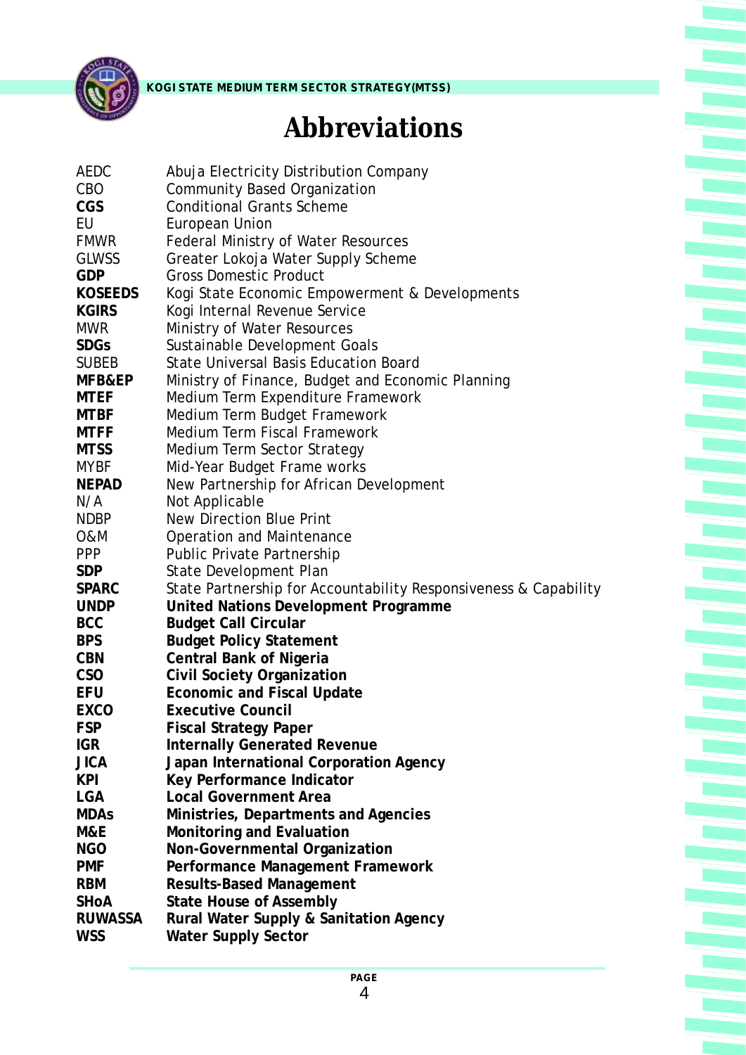# Abbreviations

| | |
|---|---|
| AEDC | Abuja Electricity Distribution Company |
| CBO | Community Based Organization |
| **CGS** | Conditional Grants Scheme |
| EU | European Union |
| FMWR | Federal Ministry of Water Resources |
| GLWSS | Greater Lokoja Water Supply Scheme |
| **GDP** | Gross Domestic Product |
| **KOSEEDS** | Kogi State Economic Empowerment & Developments |
| **KGIRS** | Kogi Internal Revenue Service |
| MWR | Ministry of Water Resources |
| **SDGs** | Sustainable Development Goals |
| SUBEB | State Universal Basis Education Board |
| **MFB&EP** | Ministry of Finance, Budget and Economic Planning |
| **MTEF** | Medium Term Expenditure Framework |
| **MTBF** | Medium Term Budget Framework |
| **MTFF** | Medium Term Fiscal Framework |
| **MTSS** | Medium Term Sector Strategy |
| MYBF | Mid-Year Budget Frame works |
| **NEPAD** | New Partnership for African Development |
| N/A | Not Applicable |
| NDBP | New Direction Blue Print |
| O&M | Operation and Maintenance |
| PPP | Public Private Partnership |
| **SDP** | State Development Plan |
| **SPARC** | State Partnership for Accountability Responsiveness & Capability |
| **UNDP** | **United Nations Development Programme** |
| **BCC** | **Budget Call Circular** |
| **BPS** | **Budget Policy Statement** |
| **CBN** | **Central Bank of Nigeria** |
| **CSO** | **Civil Society Organization** |
| **EFU** | **Economic and Fiscal Update** |
| **EXCO** | **Executive Council** |
| **FSP** | **Fiscal Strategy Paper** |
| **IGR** | **Internally Generated Revenue** |
| **JICA** | **Japan International Corporation Agency** |
| **KPI** | **Key Performance Indicator** |
| **LGA** | **Local Government Area** |
| **MDAs** | **Ministries, Departments and Agencies** |
| **M&E** | **Monitoring and Evaluation** |
| **NGO** | **Non-Governmental Organization** |
| **PMF** | **Performance Management Framework** |
| **RBM** | **Results-Based Management** |
| **SHoA** | **State House of Assembly** |
| **RUWASSA** | **Rural Water Supply & Sanitation Agency** |
| **WSS** | **Water Supply Sector** |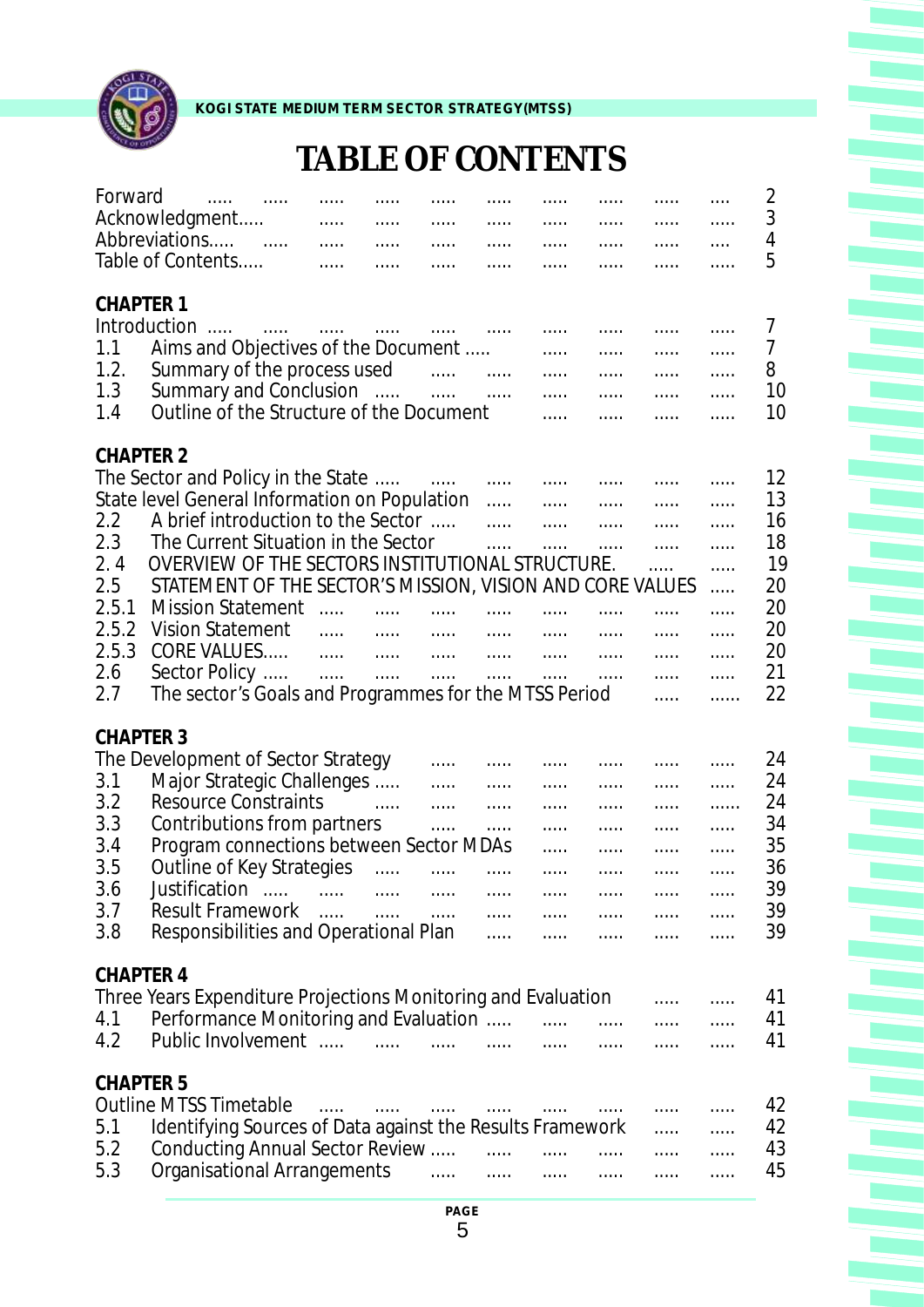# TABLE OF CONTENTS

| | | |
|---|---|---|
| Forward | | 2 |
| Acknowledgment | | 3 |
| Abbreviations | | 4 |
| Table of Contents | | 5 |
| **CHAPTER 1** | | |
| Introduction | | 7 |
| 1.1 | Aims and Objectives of the Document | 7 |
| 1.2. | Summary of the process used | 8 |
| 1.3 | Summary and Conclusion | 10 |
| 1.4 | Outline of the Structure of the Document | 10 |
| **CHAPTER 2** | | |
| The Sector and Policy in the State | | 12 |
| State level General Information on Population | | 13 |
| 2.2 | A brief introduction to the Sector | 16 |
| 2.3 | The Current Situation in the Sector | 18 |
| 2. 4 | OVERVIEW OF THE SECTORS INSTITUTIONAL STRUCTURE. | 19 |
| 2.5 | STATEMENT OF THE SECTOR'S MISSION, VISION AND CORE VALUES | 20 |
| 2.5.1 | Mission Statement | 20 |
| 2.5.2 | Vision Statement | 20 |
| 2.5.3 | CORE VALUES | 20 |
| 2.6 | Sector Policy | 21 |
| 2.7 | The sector's Goals and Programmes for the MTSS Period | 22 |
| **CHAPTER 3** | | |
| The Development of Sector Strategy | | 24 |
| 3.1 | Major Strategic Challenges | 24 |
| 3.2 | Resource Constraints | 24 |
| 3.3 | Contributions from partners | 34 |
| 3.4 | Program connections between Sector MDAs | 35 |
| 3.5 | Outline of Key Strategies | 36 |
| 3.6 | Justification | 39 |
| 3.7 | Result Framework | 39 |
| 3.8 | Responsibilities and Operational Plan | 39 |
| **CHAPTER 4** | | |
| Three Years Expenditure Projections Monitoring and Evaluation | | 41 |
| 4.1 | Performance Monitoring and Evaluation | 41 |
| 4.2 | Public Involvement | 41 |
| **CHAPTER 5** | | |
| Outline MTSS Timetable | | 42 |
| 5.1 | Identifying Sources of Data against the Results Framework | 42 |
| 5.2 | Conducting Annual Sector Review | 43 |
| 5.3 | Organisational Arrangements | 45 |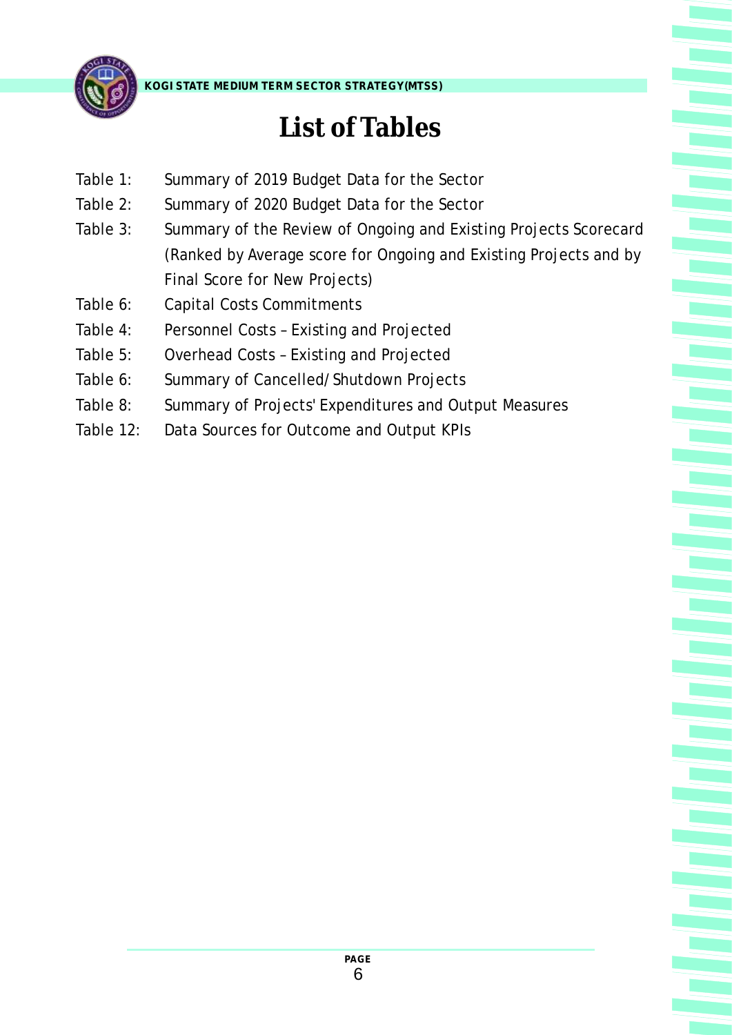# List of Tables

- Table 1: Summary of 2019 Budget Data for the Sector
- Table 2: Summary of 2020 Budget Data for the Sector
- Table 3: Summary of the Review of Ongoing and Existing Projects Scorecard (Ranked by Average score for Ongoing and Existing Projects and by Final Score for New Projects)
- Table 6: Capital Costs Commitments
- Table 4: Personnel Costs – Existing and Projected
- Table 5: Overhead Costs – Existing and Projected
- Table 6: Summary of Cancelled/Shutdown Projects
- Table 8: Summary of Projects' Expenditures and Output Measures
- Table 12: Data Sources for Outcome and Output KPIs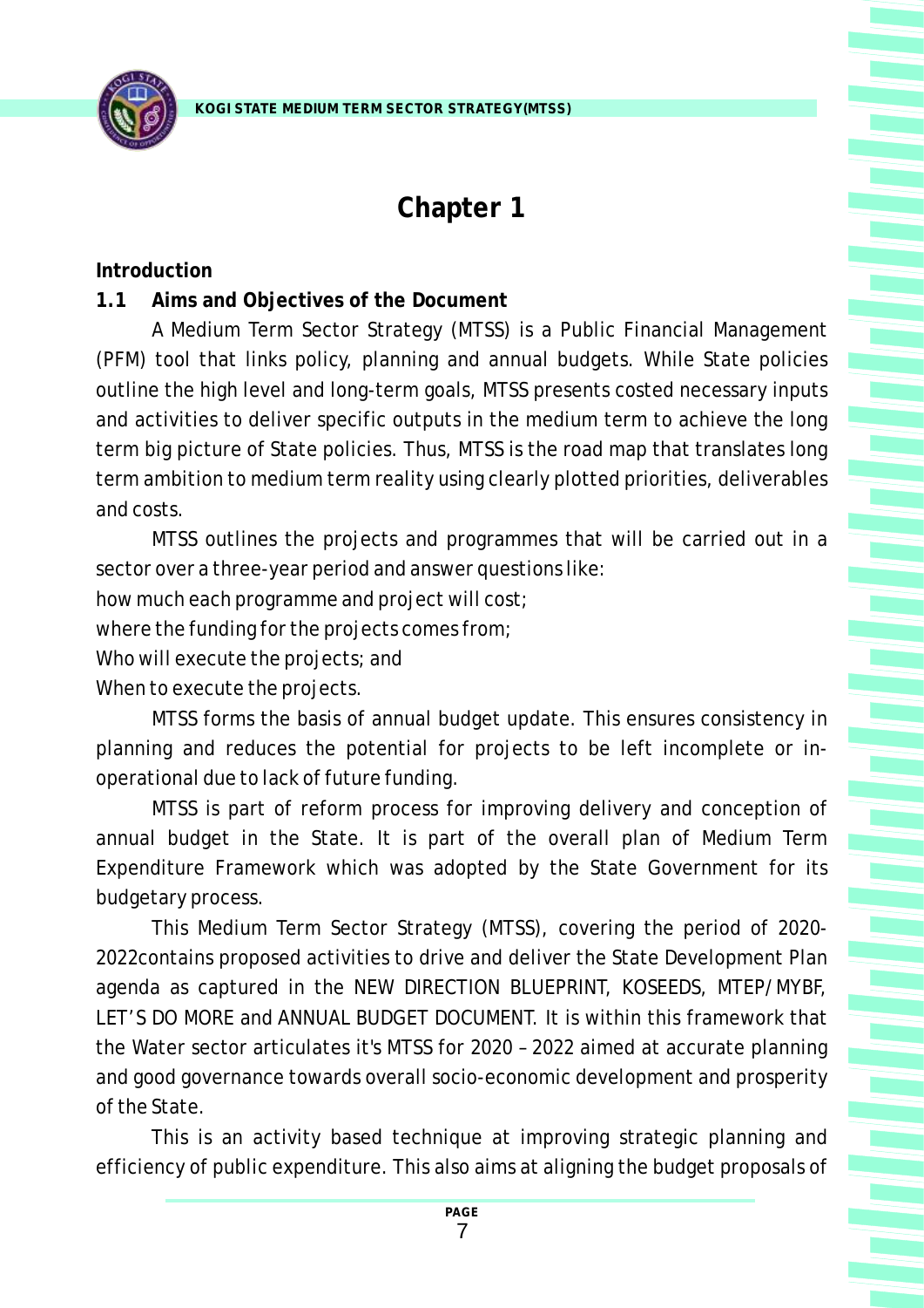# Chapter 1

**Introduction**

## 1.1 Aims and Objectives of the Document

A Medium Term Sector Strategy (MTSS) is a Public Financial Management (PFM) tool that links policy, planning and annual budgets. While State policies outline the high level and long-term goals, MTSS presents costed necessary inputs and activities to deliver specific outputs in the medium term to achieve the long term big picture of State policies. Thus, MTSS is the road map that translates long term ambition to medium term reality using clearly plotted priorities, deliverables and costs.

MTSS outlines the projects and programmes that will be carried out in a sector over a three-year period and answer questions like:

how much each programme and project will cost;

where the funding for the projects comes from;

Who will execute the projects; and

When to execute the projects.

MTSS forms the basis of annual budget update. This ensures consistency in planning and reduces the potential for projects to be left incomplete or in-operational due to lack of future funding.

MTSS is part of reform process for improving delivery and conception of annual budget in the State. It is part of the overall plan of Medium Term Expenditure Framework which was adopted by the State Government for its budgetary process.

This Medium Term Sector Strategy (MTSS), covering the period of 2020-2022contains proposed activities to drive and deliver the State Development Plan agenda as captured in the NEW DIRECTION BLUEPRINT, KOSEEDS, MTEP/MYBF, LET'S DO MORE and ANNUAL BUDGET DOCUMENT. It is within this framework that the Water sector articulates it's MTSS for 2020 – 2022 aimed at accurate planning and good governance towards overall socio-economic development and prosperity of the State.

This is an activity based technique at improving strategic planning and efficiency of public expenditure. This also aims at aligning the budget proposals of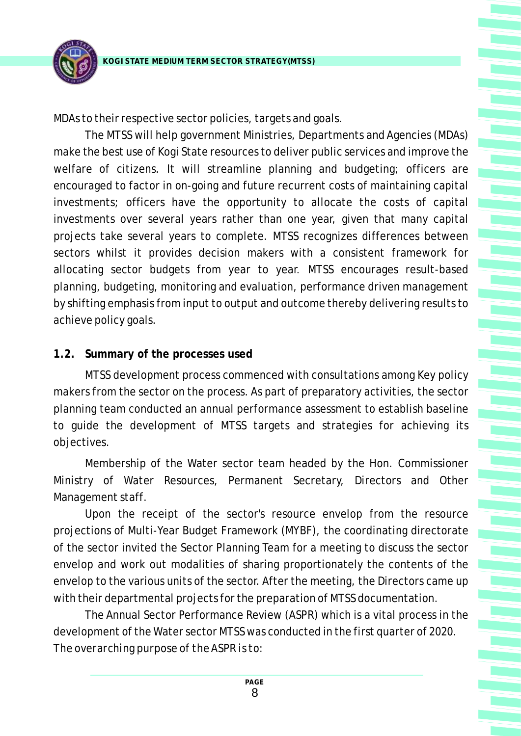MDAs to their respective sector policies, targets and goals.

The MTSS will help government Ministries, Departments and Agencies (MDAs) make the best use of Kogi State resources to deliver public services and improve the welfare of citizens. It will streamline planning and budgeting; officers are encouraged to factor in on-going and future recurrent costs of maintaining capital investments; officers have the opportunity to allocate the costs of capital investments over several years rather than one year, given that many capital projects take several years to complete. MTSS recognizes differences between sectors whilst it provides decision makers with a consistent framework for allocating sector budgets from year to year. MTSS encourages result-based planning, budgeting, monitoring and evaluation, performance driven management by shifting emphasis from input to output and outcome thereby delivering results to achieve policy goals.

**1.2. Summary of the processes used**

MTSS development process commenced with consultations among Key policy makers from the sector on the process. As part of preparatory activities, the sector planning team conducted an annual performance assessment to establish baseline to guide the development of MTSS targets and strategies for achieving its objectives.

Membership of the Water sector team headed by the Hon. Commissioner Ministry of Water Resources, Permanent Secretary, Directors and Other Management staff.

Upon the receipt of the sector's resource envelop from the resource projections of Multi-Year Budget Framework (MYBF), the coordinating directorate of the sector invited the Sector Planning Team for a meeting to discuss the sector envelop and work out modalities of sharing proportionately the contents of the envelop to the various units of the sector. After the meeting, the Directors came up with their departmental projects for the preparation of MTSS documentation.

The Annual Sector Performance Review (ASPR) which is a vital process in the development of the Water sector MTSS was conducted in the first quarter of 2020. The overarching purpose of the ASPR is to: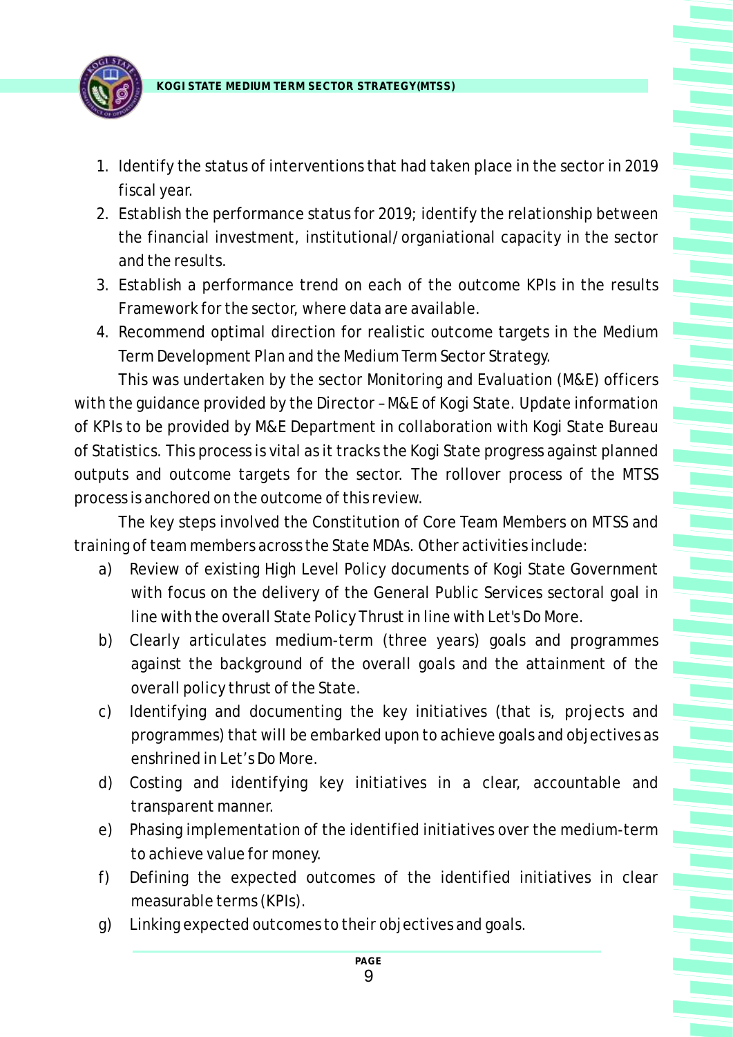1. Identify the status of interventions that had taken place in the sector in 2019 fiscal year.
2. Establish the performance status for 2019; identify the relationship between the financial investment, institutional/organiational capacity in the sector and the results.
3. Establish a performance trend on each of the outcome KPIs in the results Framework for the sector, where data are available.
4. Recommend optimal direction for realistic outcome targets in the Medium Term Development Plan and the Medium Term Sector Strategy.

This was undertaken by the sector Monitoring and Evaluation (M&E) officers with the guidance provided by the Director – M&E of Kogi State. Update information of KPIs to be provided by M&E Department in collaboration with Kogi State Bureau of Statistics. This process is vital as it tracks the Kogi State progress against planned outputs and outcome targets for the sector. The rollover process of the MTSS process is anchored on the outcome of this review.

The key steps involved the Constitution of Core Team Members on MTSS and training of team members across the State MDAs. Other activities include:

a) Review of existing High Level Policy documents of Kogi State Government with focus on the delivery of the General Public Services sectoral goal in line with the overall State Policy Thrust in line with Let's Do More.
b) Clearly articulates medium-term (three years) goals and programmes against the background of the overall goals and the attainment of the overall policy thrust of the State.
c) Identifying and documenting the key initiatives (that is, projects and programmes) that will be embarked upon to achieve goals and objectives as enshrined in Let’s Do More.
d) Costing and identifying key initiatives in a clear, accountable and transparent manner.
e) Phasing implementation of the identified initiatives over the medium-term to achieve value for money.
f) Defining the expected outcomes of the identified initiatives in clear measurable terms (KPIs).
g) Linking expected outcomes to their objectives and goals.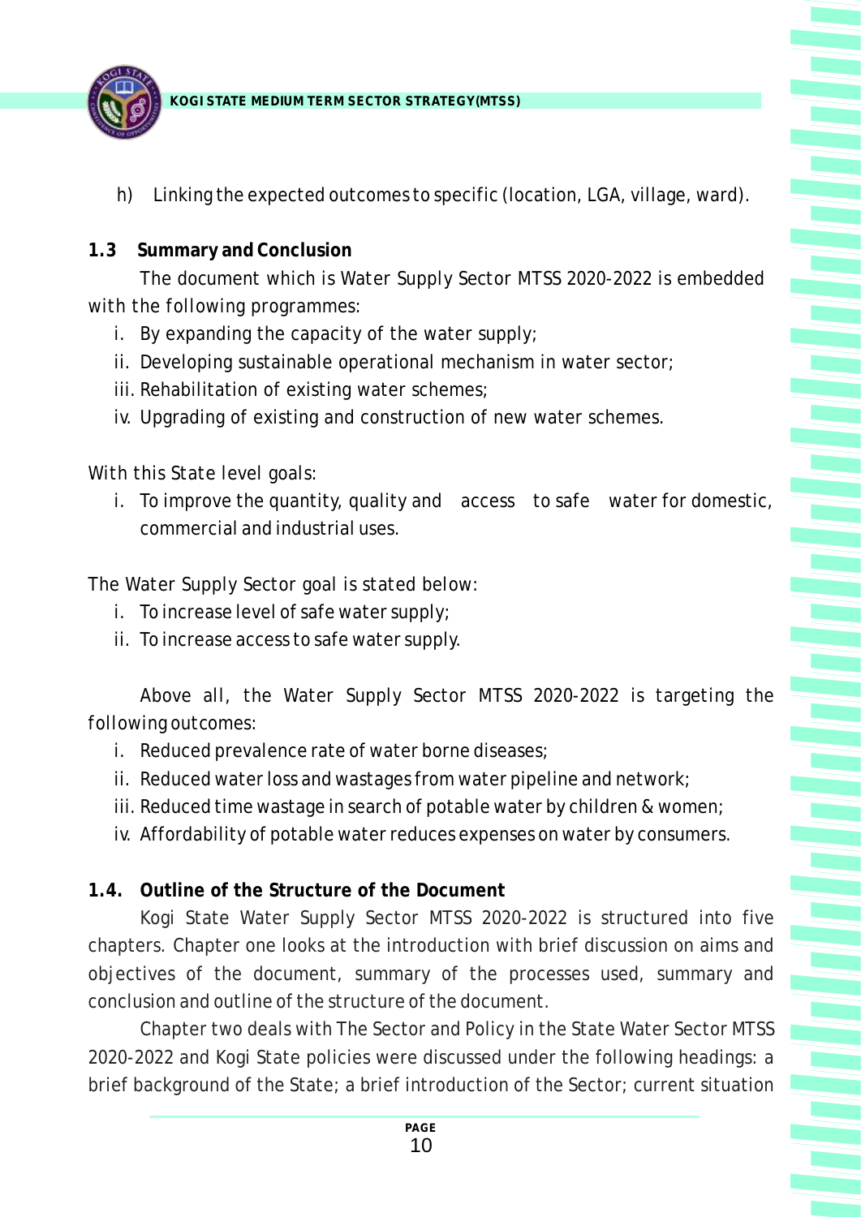h) Linking the expected outcomes to specific (location, LGA, village, ward).

### 1.3 Summary and Conclusion

The document which is Water Supply Sector MTSS 2020-2022 is embedded with the following programmes:

i. By expanding the capacity of the water supply;
ii. Developing sustainable operational mechanism in water sector;
iii. Rehabilitation of existing water schemes;
iv. Upgrading of existing and construction of new water schemes.

With this State level goals:

i. To improve the quantity, quality and access to safe water for domestic, commercial and industrial uses.

The Water Supply Sector goal is stated below:

i. To increase level of safe water supply;
ii. To increase access to safe water supply.

Above all, the Water Supply Sector MTSS 2020-2022 is targeting the following outcomes:

i. Reduced prevalence rate of water borne diseases;
ii. Reduced water loss and wastages from water pipeline and network;
iii. Reduced time wastage in search of potable water by children & women;
iv. Affordability of potable water reduces expenses on water by consumers.

### 1.4. Outline of the Structure of the Document

Kogi State Water Supply Sector MTSS 2020-2022 is structured into five chapters. Chapter one looks at the introduction with brief discussion on aims and objectives of the document, summary of the processes used, summary and conclusion and outline of the structure of the document.

Chapter two deals with The Sector and Policy in the State Water Sector MTSS 2020-2022 and Kogi State policies were discussed under the following headings: a brief background of the State; a brief introduction of the Sector; current situation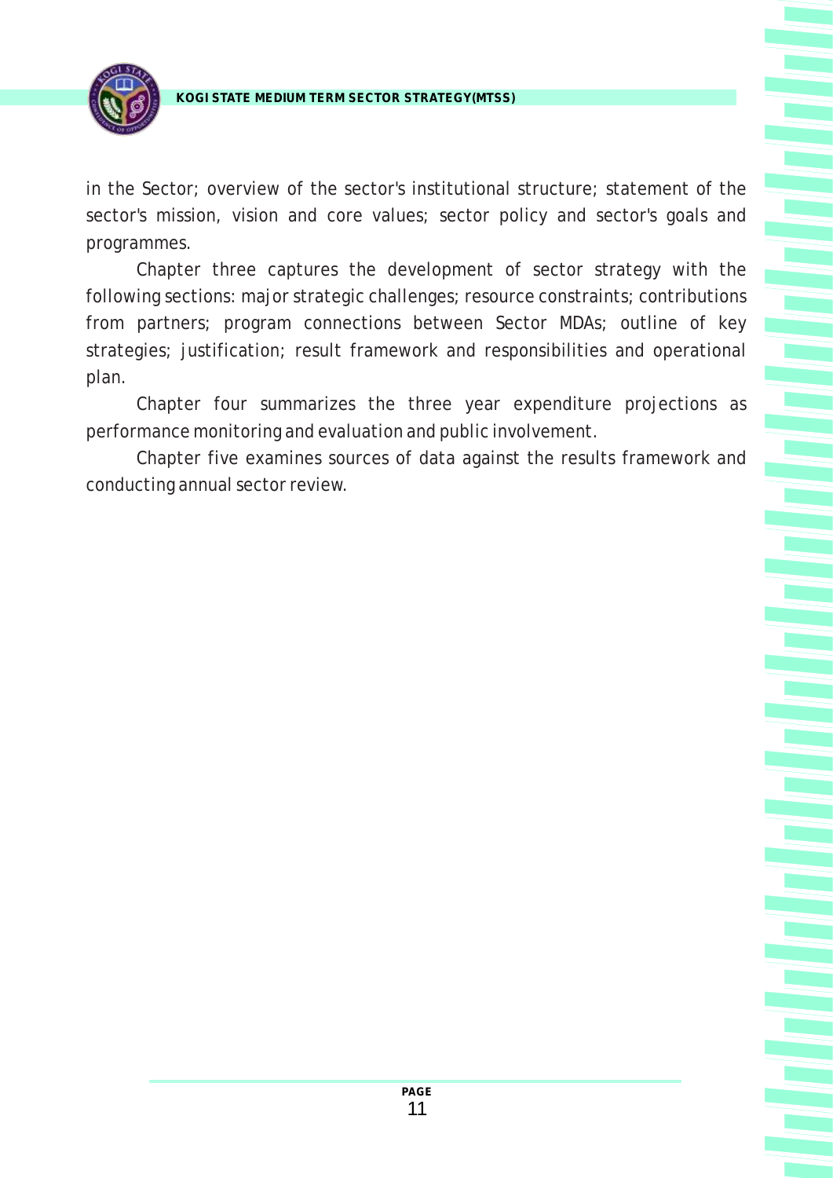in the Sector; overview of the sector's institutional structure; statement of the sector's mission, vision and core values; sector policy and sector's goals and programmes.

Chapter three captures the development of sector strategy with the following sections: major strategic challenges; resource constraints; contributions from partners; program connections between Sector MDAs; outline of key strategies; justification; result framework and responsibilities and operational plan.

Chapter four summarizes the three year expenditure projections as performance monitoring and evaluation and public involvement.

Chapter five examines sources of data against the results framework and conducting annual sector review.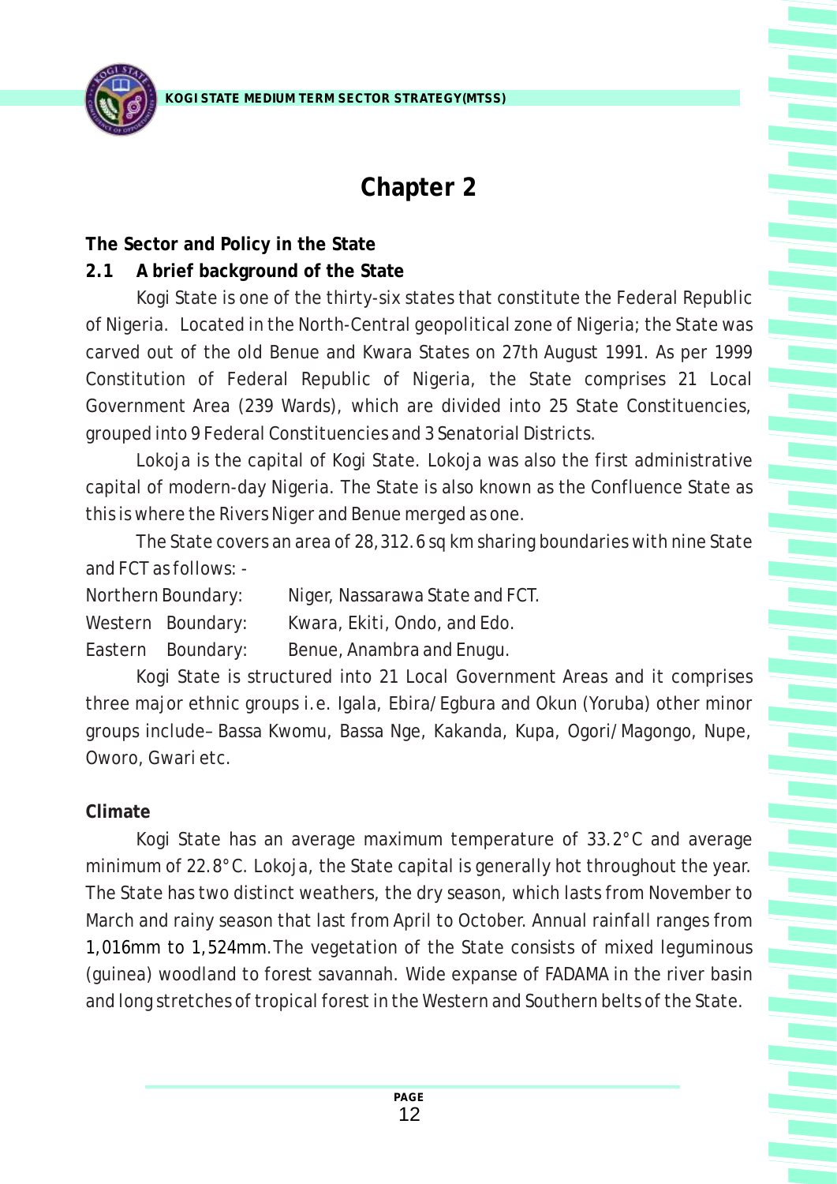# Chapter 2

**The Sector and Policy in the State**

## 2.1 A brief background of the State

Kogi State is one of the thirty-six states that constitute the Federal Republic of Nigeria. Located in the North-Central geopolitical zone of Nigeria; the State was carved out of the old Benue and Kwara States on 27th August 1991. As per 1999 Constitution of Federal Republic of Nigeria, the State comprises 21 Local Government Area (239 Wards), which are divided into 25 State Constituencies, grouped into 9 Federal Constituencies and 3 Senatorial Districts.

Lokoja is the capital of Kogi State. Lokoja was also the first administrative capital of modern-day Nigeria. The State is also known as the Confluence State as this is where the Rivers Niger and Benue merged as one.

The State covers an area of 28,312.6 sq km sharing boundaries with nine State and FCT as follows: -

Northern Boundary: Niger, Nassarawa State and FCT.
Western Boundary: Kwara, Ekiti, Ondo, and Edo.
Eastern Boundary: Benue, Anambra and Enugu.

Kogi State is structured into 21 Local Government Areas and it comprises three major ethnic groups i.e. Igala, Ebira/Egbura and Okun (Yoruba) other minor groups include– Bassa Kwomu, Bassa Nge, Kakanda, Kupa, Ogori/Magongo, Nupe, Oworo, Gwari etc.

**Climate**

Kogi State has an average maximum temperature of 33.2°C and average minimum of 22.8°C. Lokoja, the State capital is generally hot throughout the year. The State has two distinct weathers, the dry season, which lasts from November to March and rainy season that last from April to October. Annual rainfall ranges from 1,016mm to 1,524mm. The vegetation of the State consists of mixed leguminous (guinea) woodland to forest savannah. Wide expanse of FADAMA in the river basin and long stretches of tropical forest in the Western and Southern belts of the State.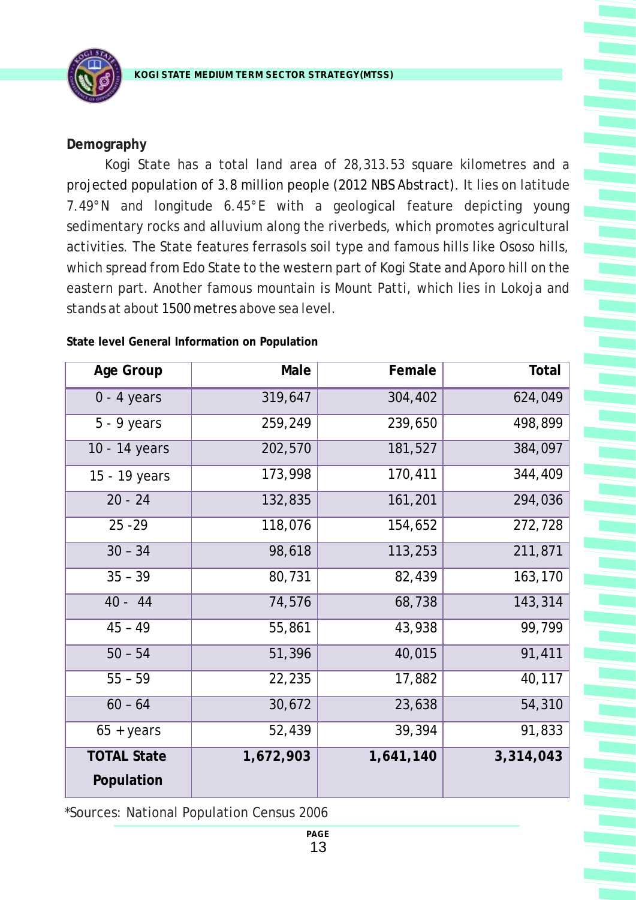**Demography**

Kogi State has a total land area of 28,313.53 square kilometres and a projected population of 3.8 million people (2012 NBS Abstract). It lies on latitude 7.49°N and longitude 6.45°E with a geological feature depicting young sedimentary rocks and alluvium along the riverbeds, which promotes agricultural activities. The State features ferrasols soil type and famous hills like Ososo hills, which spread from Edo State to the western part of Kogi State and Aporo hill on the eastern part. Another famous mountain is Mount Patti, which lies in Lokoja and stands at about 1500 metres above sea level.

**State level General Information on Population**

| Age Group | Male | Female | Total |
|---|---:|---:|---:|
| 0 - 4 years | 319,647 | 304,402 | 624,049 |
| 5 - 9 years | 259,249 | 239,650 | 498,899 |
| 10 - 14 years | 202,570 | 181,527 | 384,097 |
| 15 - 19 years | 173,998 | 170,411 | 344,409 |
| 20 - 24 | 132,835 | 161,201 | 294,036 |
| 25 -29 | 118,076 | 154,652 | 272,728 |
| 30 – 34 | 98,618 | 113,253 | 211,871 |
| 35 – 39 | 80,731 | 82,439 | 163,170 |
| 40 - 44 | 74,576 | 68,738 | 143,314 |
| 45 – 49 | 55,861 | 43,938 | 99,799 |
| 50 – 54 | 51,396 | 40,015 | 91,411 |
| 55 – 59 | 22,235 | 17,882 | 40,117 |
| 60 – 64 | 30,672 | 23,638 | 54,310 |
| 65 + years | 52,439 | 39,394 | 91,833 |
| **TOTAL State Population** | **1,672,903** | **1,641,140** | **3,314,043** |

*Sources: National Population Census 2006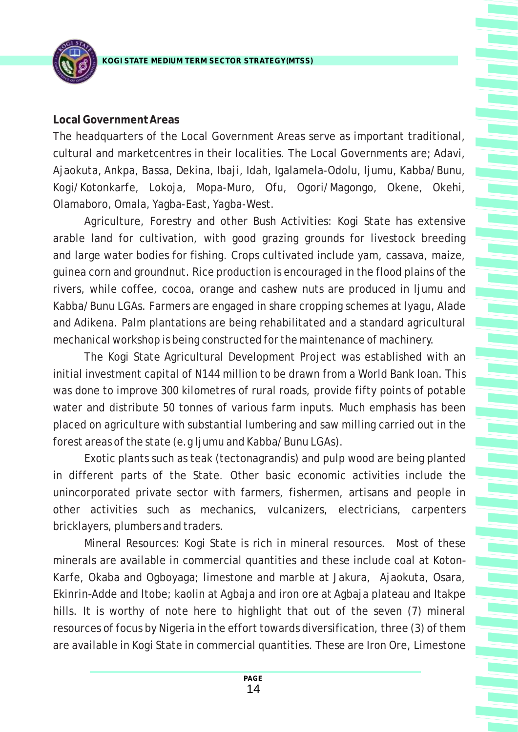**Local Government Areas**

The headquarters of the Local Government Areas serve as important traditional, cultural and marketcentres in their localities. The Local Governments are; Adavi, Ajaokuta, Ankpa, Bassa, Dekina, Ibaji, Idah, Igalamela-Odolu, Ijumu, Kabba/Bunu, Kogi/Kotonkarfe, Lokoja, Mopa-Muro, Ofu, Ogori/Magongo, Okene, Okehi, Olamaboro, Omala, Yagba-East, Yagba-West.

Agriculture, Forestry and other Bush Activities: Kogi State has extensive arable land for cultivation, with good grazing grounds for livestock breeding and large water bodies for fishing. Crops cultivated include yam, cassava, maize, guinea corn and groundnut. Rice production is encouraged in the flood plains of the rivers, while coffee, cocoa, orange and cashew nuts are produced in Ijumu and Kabba/Bunu LGAs. Farmers are engaged in share cropping schemes at Iyagu, Alade and Adikena. Palm plantations are being rehabilitated and a standard agricultural mechanical workshop is being constructed for the maintenance of machinery.

The Kogi State Agricultural Development Project was established with an initial investment capital of N144 million to be drawn from a World Bank loan. This was done to improve 300 kilometres of rural roads, provide fifty points of potable water and distribute 50 tonnes of various farm inputs. Much emphasis has been placed on agriculture with substantial lumbering and saw milling carried out in the forest areas of the state (e.g Ijumu and Kabba/Bunu LGAs).

Exotic plants such as teak (tectonagrandis) and pulp wood are being planted in different parts of the State. Other basic economic activities include the unincorporated private sector with farmers, fishermen, artisans and people in other activities such as mechanics, vulcanizers, electricians, carpenters bricklayers, plumbers and traders.

Mineral Resources: Kogi State is rich in mineral resources. Most of these minerals are available in commercial quantities and these include coal at Koton-Karfe, Okaba and Ogboyaga; limestone and marble at Jakura, Ajaokuta, Osara, Ekinrin-Adde and Itobe; kaolin at Agbaja and iron ore at Agbaja plateau and Itakpe hills. It is worthy of note here to highlight that out of the seven (7) mineral resources of focus by Nigeria in the effort towards diversification, three (3) of them are available in Kogi State in commercial quantities. These are Iron Ore, Limestone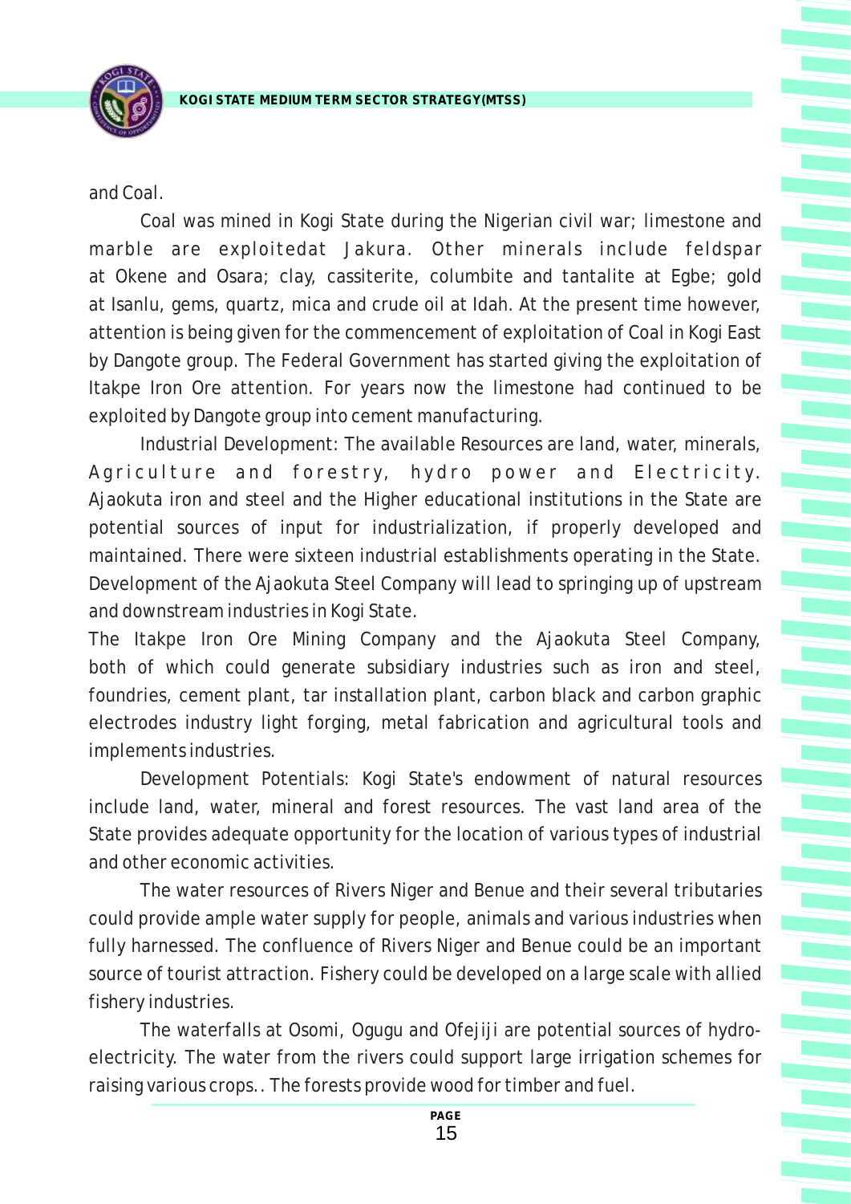and Coal.

Coal was mined in Kogi State during the Nigerian civil war; limestone and marble are exploitedat Jakura. Other minerals include feldspar at Okene and Osara; clay, cassiterite, columbite and tantalite at Egbe; gold at Isanlu, gems, quartz, mica and crude oil at Idah. At the present time however, attention is being given for the commencement of exploitation of Coal in Kogi East by Dangote group. The Federal Government has started giving the exploitation of Itakpe Iron Ore attention. For years now the limestone had continued to be exploited by Dangote group into cement manufacturing.

Industrial Development: The available Resources are land, water, minerals, Agriculture and forestry, hydro power and Electricity. Ajaokuta iron and steel and the Higher educational institutions in the State are potential sources of input for industrialization, if properly developed and maintained. There were sixteen industrial establishments operating in the State. Development of the Ajaokuta Steel Company will lead to springing up of upstream and downstream industries in Kogi State.

The Itakpe Iron Ore Mining Company and the Ajaokuta Steel Company, both of which could generate subsidiary industries such as iron and steel, foundries, cement plant, tar installation plant, carbon black and carbon graphic electrodes industry light forging, metal fabrication and agricultural tools and implements industries.

Development Potentials: Kogi State's endowment of natural resources include land, water, mineral and forest resources. The vast land area of the State provides adequate opportunity for the location of various types of industrial and other economic activities.

The water resources of Rivers Niger and Benue and their several tributaries could provide ample water supply for people, animals and various industries when fully harnessed. The confluence of Rivers Niger and Benue could be an important source of tourist attraction. Fishery could be developed on a large scale with allied fishery industries.

The waterfalls at Osomi, Ogugu and Ofejiji are potential sources of hydro-electricity. The water from the rivers could support large irrigation schemes for raising various crops.. The forests provide wood for timber and fuel.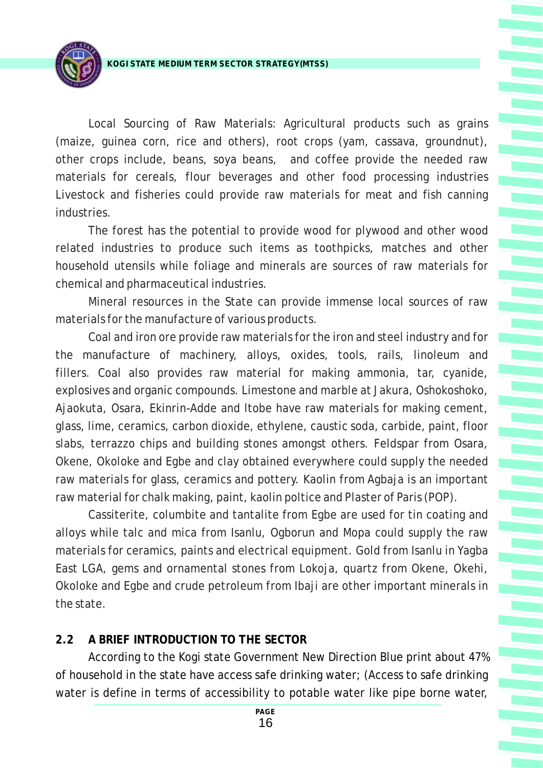Local Sourcing of Raw Materials: Agricultural products such as grains (maize, guinea corn, rice and others), root crops (yam, cassava, groundnut), other crops include, beans, soya beans, and coffee provide the needed raw materials for cereals, flour beverages and other food processing industries Livestock and fisheries could provide raw materials for meat and fish canning industries.

The forest has the potential to provide wood for plywood and other wood related industries to produce such items as toothpicks, matches and other household utensils while foliage and minerals are sources of raw materials for chemical and pharmaceutical industries.

Mineral resources in the State can provide immense local sources of raw materials for the manufacture of various products.

Coal and iron ore provide raw materials for the iron and steel industry and for the manufacture of machinery, alloys, oxides, tools, rails, linoleum and fillers. Coal also provides raw material for making ammonia, tar, cyanide, explosives and organic compounds. Limestone and marble at Jakura, Oshokoshoko, Ajaokuta, Osara, Ekinrin-Adde and Itobe have raw materials for making cement, glass, lime, ceramics, carbon dioxide, ethylene, caustic soda, carbide, paint, floor slabs, terrazzo chips and building stones amongst others. Feldspar from Osara, Okene, Okoloke and Egbe and clay obtained everywhere could supply the needed raw materials for glass, ceramics and pottery. Kaolin from Agbaja is an important raw material for chalk making, paint, kaolin poltice and Plaster of Paris (POP).

Cassiterite, columbite and tantalite from Egbe are used for tin coating and alloys while talc and mica from Isanlu, Ogborun and Mopa could supply the raw materials for ceramics, paints and electrical equipment. Gold from Isanlu in Yagba East LGA, gems and ornamental stones from Lokoja, quartz from Okene, Okehi, Okoloke and Egbe and crude petroleum from Ibaji are other important minerals in the state.

## 2.2 A BRIEF INTRODUCTION TO THE SECTOR

According to the Kogi state Government New Direction Blue print about 47% of household in the state have access safe drinking water; (Access to safe drinking water is define in terms of accessibility to potable water like pipe borne water,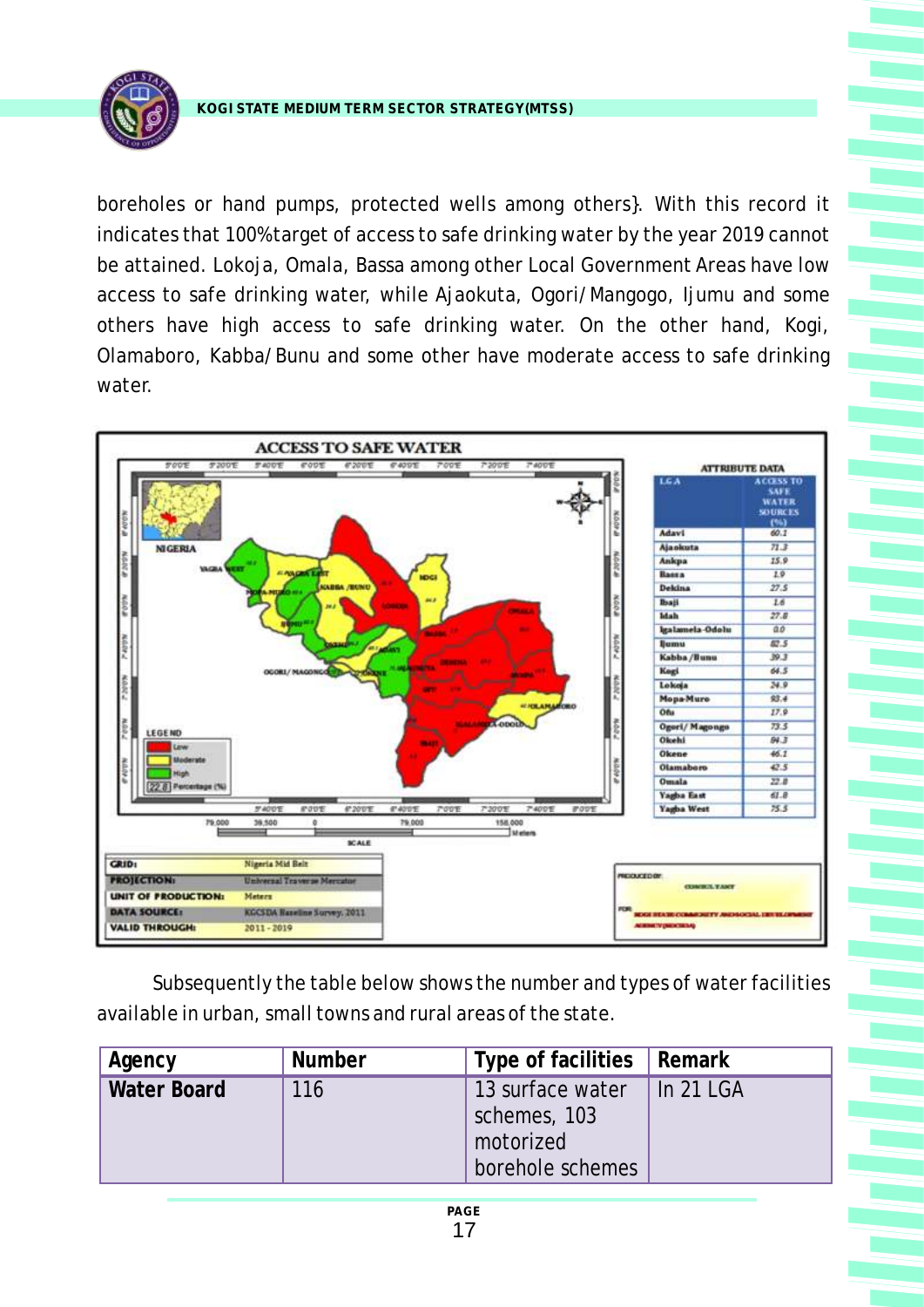boreholes or hand pumps, protected wells among others}. With this record it indicates that 100%target of access to safe drinking water by the year 2019 cannot be attained. Lokoja, Omala, Bassa among other Local Government Areas have low access to safe drinking water, while Ajaokuta, Ogori/Mangogo, Ijumu and some others have high access to safe drinking water. On the other hand, Kogi, Olamaboro, Kabba/Bunu and some other have moderate access to safe drinking water.

**ACCESS TO SAFE WATER**

**ATTRIBUTE DATA**

| LGA | ACCESS TO SAFE WATER SOURCES (%) |
|---|---|
| Adavi | 60.1 |
| Ajaokuta | 71.3 |
| Ankpa | 15.9 |
| Bassa | 1.9 |
| Dekina | 27.5 |
| Ibaji | 1.6 |
| Idah | 27.8 |
| Igalamela-Odolu | 0.0 |
| Ijumu | 82.5 |
| Kabba/Bunu | 39.3 |
| Kogi | 64.5 |
| Lokoja | 24.9 |
| Mopa-Muro | 93.4 |
| Ofu | 17.9 |
| Ogori/Magongo | 73.5 |
| Okehi | 84.3 |
| Okene | 46.1 |
| Olamaboro | 42.5 |
| Omala | 22.8 |
| Yagba East | 61.8 |
| Yagba West | 75.5 |

LEGEND: Low; Moderate; High; 22.8 Percentage (%)

| | |
|---|---|
| GRID: | Nigeria Mid Belt |
| PROJECTION: | Universal Traverse Mercator |
| UNIT OF PRODUCTION: | Meters |
| DATA SOURCE: | KGCSDA Baseline Survey, 2011 |
| VALID THROUGH: | 2011 - 2019 |

Subsequently the table below shows the number and types of water facilities available in urban, small towns and rural areas of the state.

| Agency | Number | Type of facilities | Remark |
|---|---|---|---|
| Water Board | 116 | 13 surface water schemes, 103 motorized borehole schemes | In 21 LGA |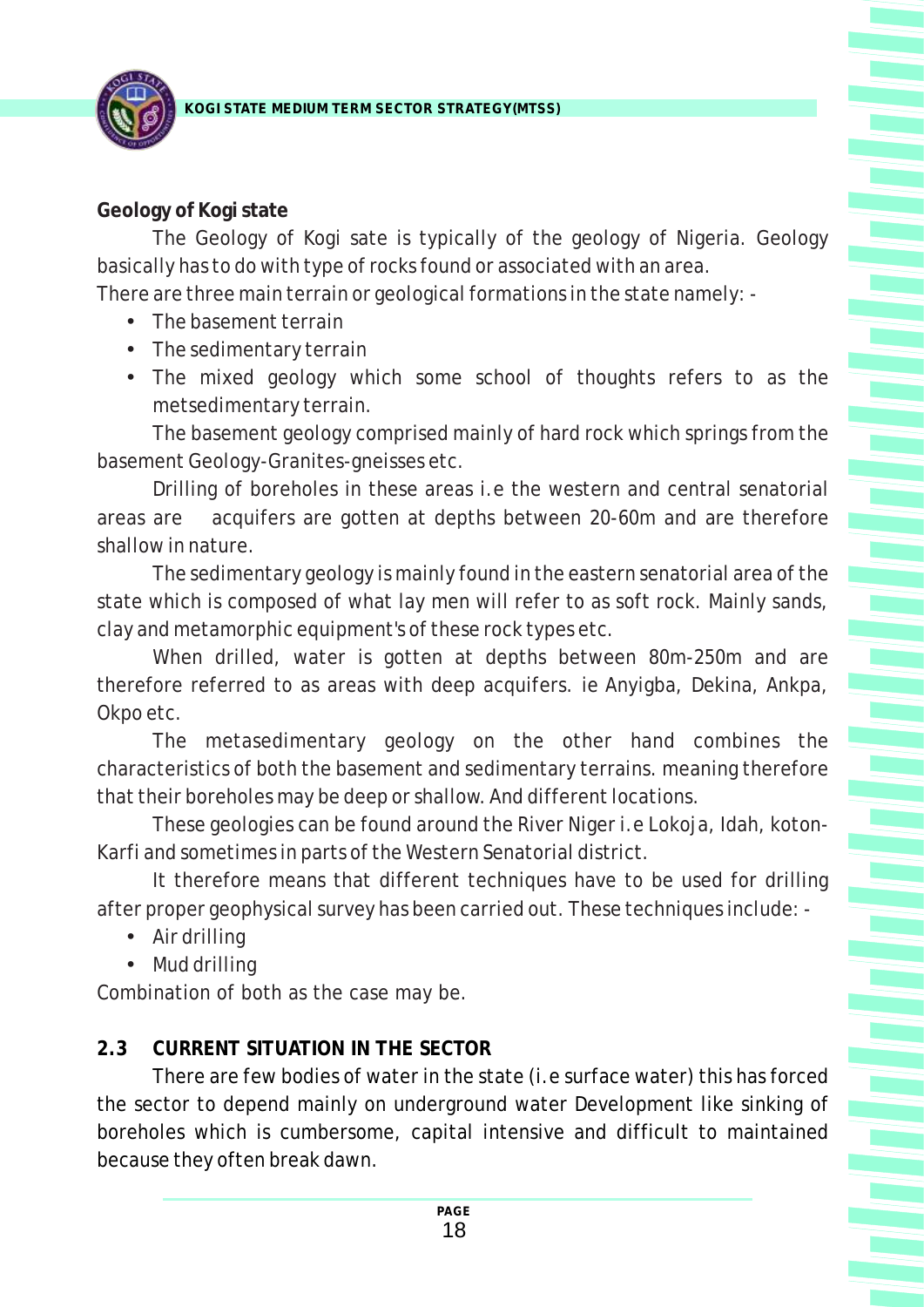**Geology of Kogi state**

The Geology of Kogi sate is typically of the geology of Nigeria. Geology basically has to do with type of rocks found or associated with an area.

There are three main terrain or geological formations in the state namely: -

- The basement terrain
- The sedimentary terrain
- The mixed geology which some school of thoughts refers to as the metsedimentary terrain.

The basement geology comprised mainly of hard rock which springs from the basement Geology-Granites-gneisses etc.

Drilling of boreholes in these areas i.e the western and central senatorial areas are  acquifers are gotten at depths between 20-60m and are therefore shallow in nature.

The sedimentary geology is mainly found in the eastern senatorial area of the state which is composed of what lay men will refer to as soft rock. Mainly sands, clay and metamorphic equipment's of these rock types etc.

When drilled, water is gotten at depths between 80m-250m and are therefore referred to as areas with deep acquifers. ie Anyigba, Dekina, Ankpa, Okpo etc.

The metasedimentary geology on the other hand combines the characteristics of both the basement and sedimentary terrains. meaning therefore that their boreholes may be deep or shallow. And different locations.

These geologies can be found around the River Niger i.e Lokoja, Idah, koton-Karfi and sometimes in parts of the Western Senatorial district.

It therefore means that different techniques have to be used for drilling after proper geophysical survey has been carried out. These techniques include: -

- Air drilling
- Mud drilling

Combination of both as the case may be.

## 2.3 CURRENT SITUATION IN THE SECTOR

There are few bodies of water in the state (i.e surface water) this has forced the sector to depend mainly on underground water Development like sinking of boreholes which is cumbersome, capital intensive and difficult to maintained because they often break dawn.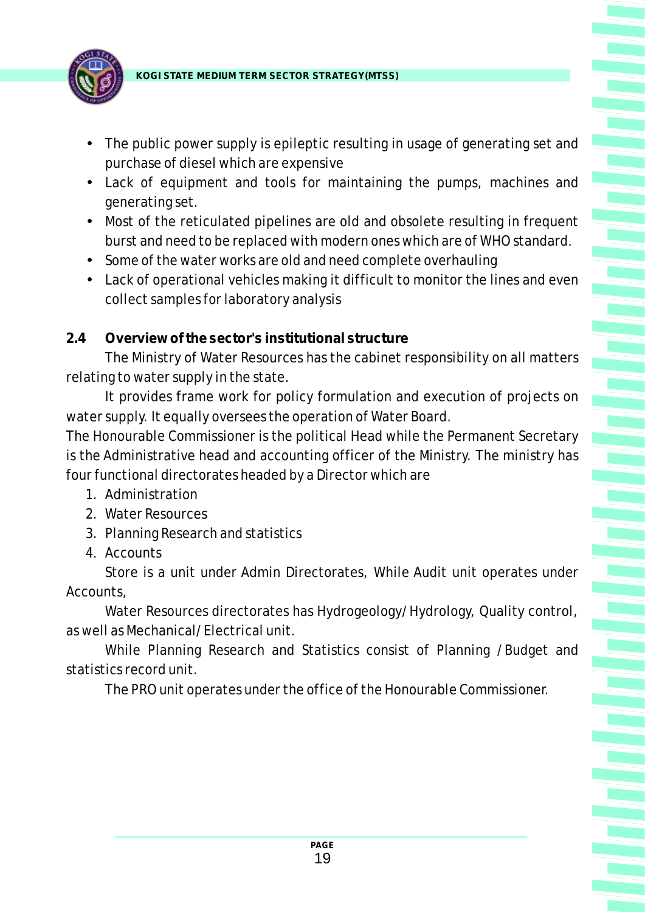- The public power supply is epileptic resulting in usage of generating set and purchase of diesel which are expensive
- Lack of equipment and tools for maintaining the pumps, machines and generating set.
- Most of the reticulated pipelines are old and obsolete resulting in frequent burst and need to be replaced with modern ones which are of WHO standard.
- Some of the water works are old and need complete overhauling
- Lack of operational vehicles making it difficult to monitor the lines and even collect samples for laboratory analysis

## 2.4 Overview of the sector's institutional structure

The Ministry of Water Resources has the cabinet responsibility on all matters relating to water supply in the state.

It provides frame work for policy formulation and execution of projects on water supply. It equally oversees the operation of Water Board.

The Honourable Commissioner is the political Head while the Permanent Secretary is the Administrative head and accounting officer of the Ministry. The ministry has four functional directorates headed by a Director which are

1. Administration
2. Water Resources
3. Planning Research and statistics
4. Accounts

Store is a unit under Admin Directorates, While Audit unit operates under Accounts,

Water Resources directorates has Hydrogeology/Hydrology, Quality control, as well as Mechanical/Electrical unit.

While Planning Research and Statistics consist of Planning /Budget and statistics record unit.

The PRO unit operates under the office of the Honourable Commissioner.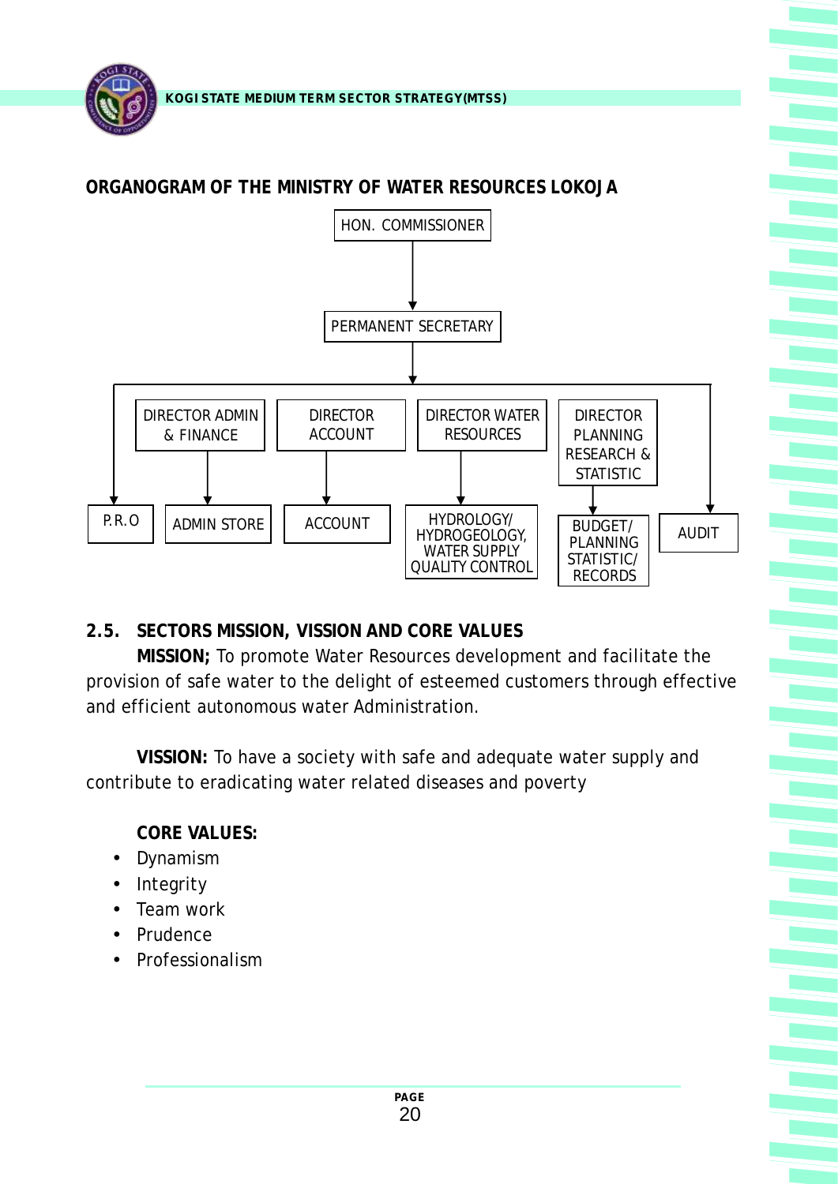**ORGANOGRAM OF THE MINISTRY OF WATER RESOURCES LOKOJA**

- HON. COMMISSIONER
  - PERMANENT SECRETARY
    - P.R.O
    - DIRECTOR ADMIN & FINANCE
      - ADMIN STORE
    - DIRECTOR ACCOUNT
      - ACCOUNT
    - DIRECTOR WATER RESOURCES
      - HYDROLOGY/ HYDROGEOLOGY, WATER SUPPLY QUALITY CONTROL
    - DIRECTOR PLANNING RESEARCH & STATISTIC
      - BUDGET/ PLANNING STATISTIC/ RECORDS
    - AUDIT

## 2.5. SECTORS MISSION, VISSION AND CORE VALUES

**MISSION;** To promote Water Resources development and facilitate the provision of safe water to the delight of esteemed customers through effective and efficient autonomous water Administration.

**VISSION:** To have a society with safe and adequate water supply and contribute to eradicating water related diseases and poverty

**CORE VALUES:**

- Dynamism
- Integrity
- Team work
- Prudence
- Professionalism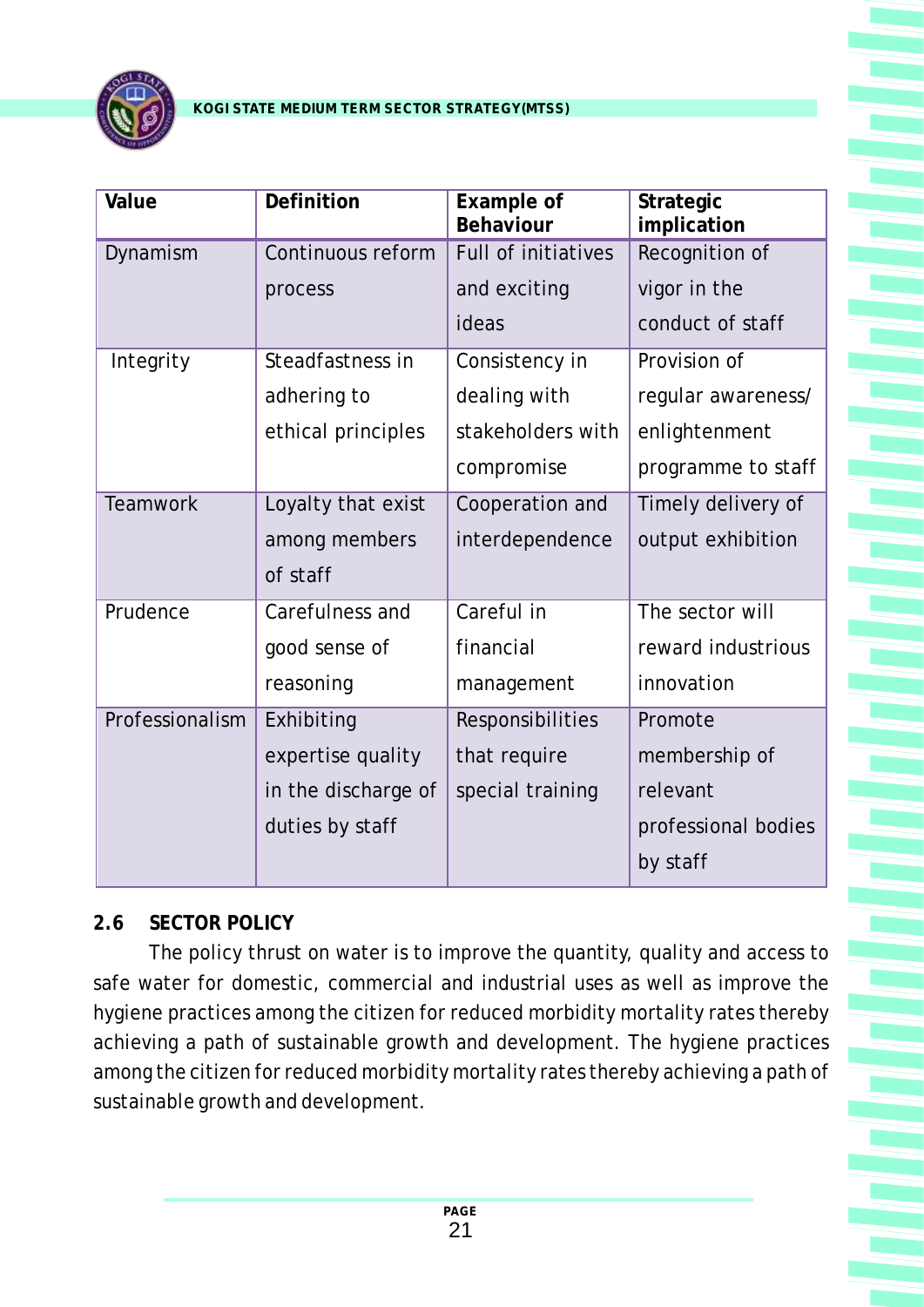| Value | Definition | Example of Behaviour | Strategic implication |
|---|---|---|---|
| Dynamism | Continuous reform process | Full of initiatives and exciting ideas | Recognition of vigor in the conduct of staff |
| Integrity | Steadfastness in adhering to ethical principles | Consistency in dealing with stakeholders with compromise | Provision of regular awareness/ enlightenment programme to staff |
| Teamwork | Loyalty that exist among members of staff | Cooperation and interdependence | Timely delivery of output exhibition |
| Prudence | Carefulness and good sense of reasoning | Careful in financial management | The sector will reward industrious innovation |
| Professionalism | Exhibiting expertise quality in the discharge of duties by staff | Responsibilities that require special training | Promote membership of relevant professional bodies by staff |

## 2.6 SECTOR POLICY

The policy thrust on water is to improve the quantity, quality and access to safe water for domestic, commercial and industrial uses as well as improve the hygiene practices among the citizen for reduced morbidity mortality rates thereby achieving a path of sustainable growth and development. The hygiene practices among the citizen for reduced morbidity mortality rates thereby achieving a path of sustainable growth and development.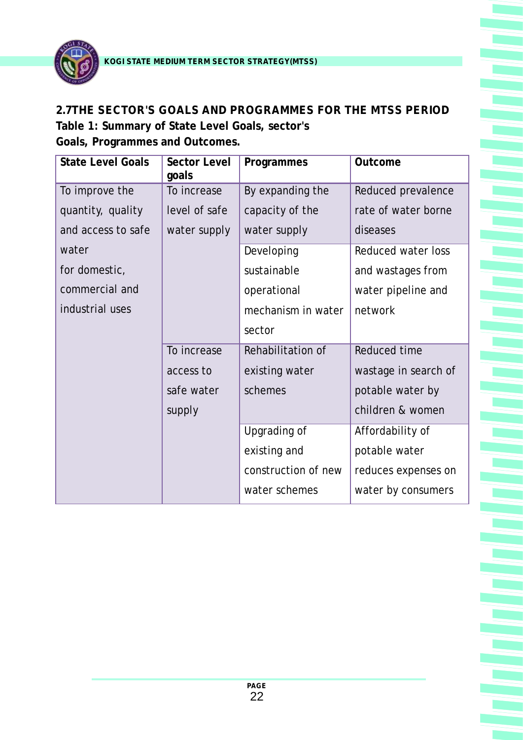## 2.7THE SECTOR'S GOALS AND PROGRAMMES FOR THE MTSS PERIOD

**Table 1: Summary of State Level Goals, sector's Goals, Programmes and Outcomes.**

| State Level Goals | Sector Level goals | Programmes | Outcome |
|---|---|---|---|
| To improve the quantity, quality and access to safe water for domestic, commercial and industrial uses | To increase level of safe water supply | By expanding the capacity of the water supply | Reduced prevalence rate of water borne diseases |
| | | Developing sustainable operational mechanism in water sector | Reduced water loss and wastages from water pipeline and network |
| | To increase access to safe water supply | Rehabilitation of existing water schemes | Reduced time wastage in search of potable water by children & women |
| | | Upgrading of existing and construction of new water schemes | Affordability of potable water reduces expenses on water by consumers |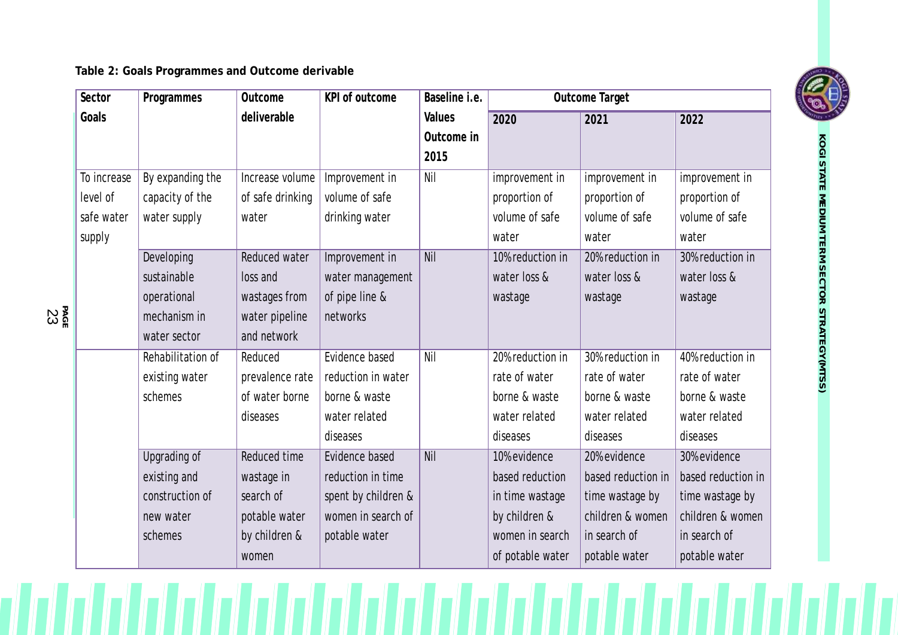**Table 2: Goals Programmes and Outcome derivable**

| Sector Goals | Programmes | Outcome deliverable | KPI of outcome | Baseline i.e. Values Outcome in 2015 | Outcome Target | | |
|---|---|---|---|---|---|---|---|
| | | | | | 2020 | 2021 | 2022 |
| To increase level of safe water supply | By expanding the capacity of the water supply | Increase volume of safe drinking water | Improvement in volume of safe drinking water | Nil | improvement in proportion of volume of safe water | improvement in proportion of volume of safe water | improvement in proportion of volume of safe water |
| | Developing sustainable operational mechanism in water sector | Reduced water loss and wastages from water pipeline and network | Improvement in water management of pipe line & networks | Nil | 10%reduction in water loss & wastage | 20%reduction in water loss & wastage | 30%reduction in water loss & wastage |
| | Rehabilitation of existing water schemes | Reduced prevalence rate of water borne diseases | Evidence based reduction in water borne & waste water related diseases | Nil | 20%reduction in rate of water borne & waste water related diseases | 30%reduction in rate of water borne & waste water related diseases | 40%reduction in rate of water borne & waste water related diseases |
| | Upgrading of existing and construction of new water schemes | Reduced time wastage in search of potable water by children & women | Evidence based reduction in time spent by children & women in search of potable water | Nil | 10%evidence based reduction in time wastage by children & women in search of potable water | 20%evidence based reduction in time wastage by children & women in search of potable water | 30%evidence based reduction in time wastage by children & women in search of potable water |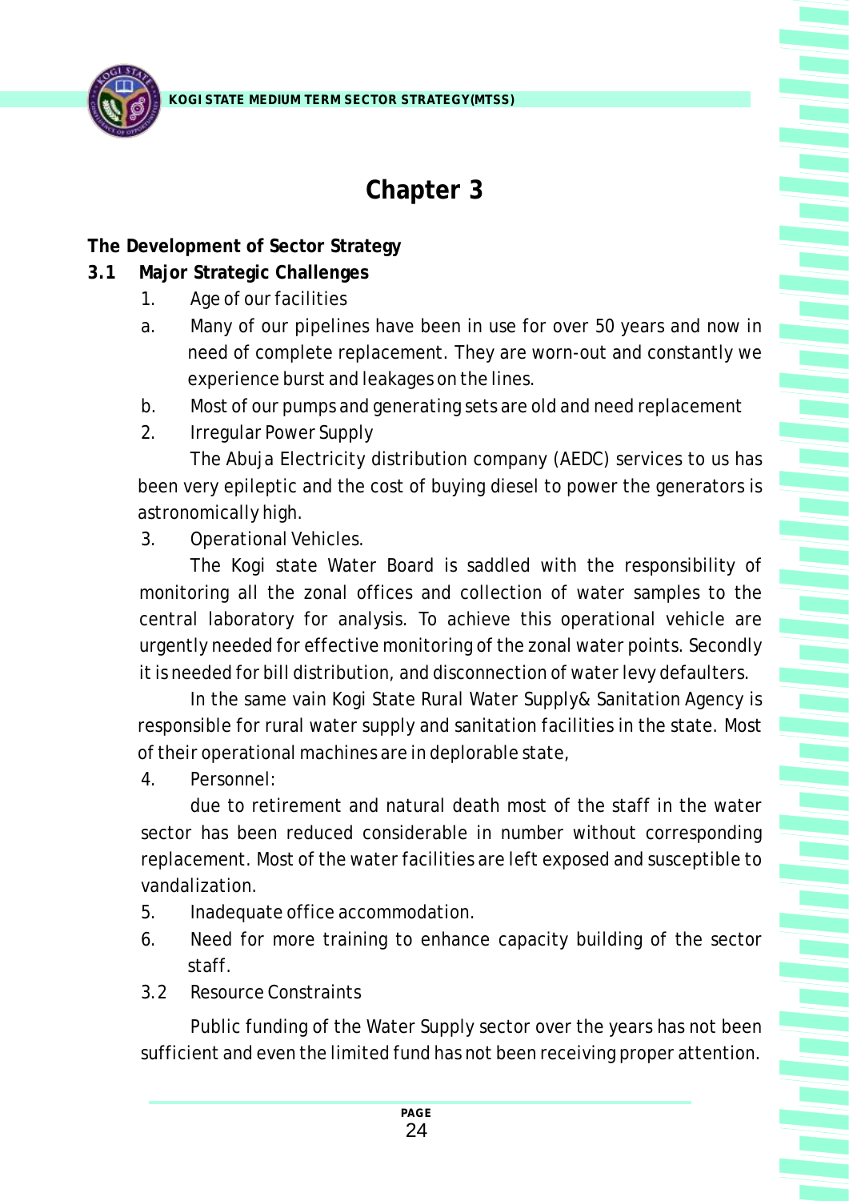# Chapter 3

**The Development of Sector Strategy**

**3.1 Major Strategic Challenges**

1. Age of our facilities

a. Many of our pipelines have been in use for over 50 years and now in need of complete replacement. They are worn-out and constantly we experience burst and leakages on the lines.

b. Most of our pumps and generating sets are old and need replacement

2. Irregular Power Supply

The Abuja Electricity distribution company (AEDC) services to us has been very epileptic and the cost of buying diesel to power the generators is astronomically high.

3. Operational Vehicles.

The Kogi state Water Board is saddled with the responsibility of monitoring all the zonal offices and collection of water samples to the central laboratory for analysis. To achieve this operational vehicle are urgently needed for effective monitoring of the zonal water points. Secondly it is needed for bill distribution, and disconnection of water levy defaulters.

In the same vain Kogi State Rural Water Supply& Sanitation Agency is responsible for rural water supply and sanitation facilities in the state. Most of their operational machines are in deplorable state,

4. Personnel:

due to retirement and natural death most of the staff in the water sector has been reduced considerable in number without corresponding replacement. Most of the water facilities are left exposed and susceptible to vandalization.

5. Inadequate office accommodation.

6. Need for more training to enhance capacity building of the sector staff.

3.2 Resource Constraints

Public funding of the Water Supply sector over the years has not been sufficient and even the limited fund has not been receiving proper attention.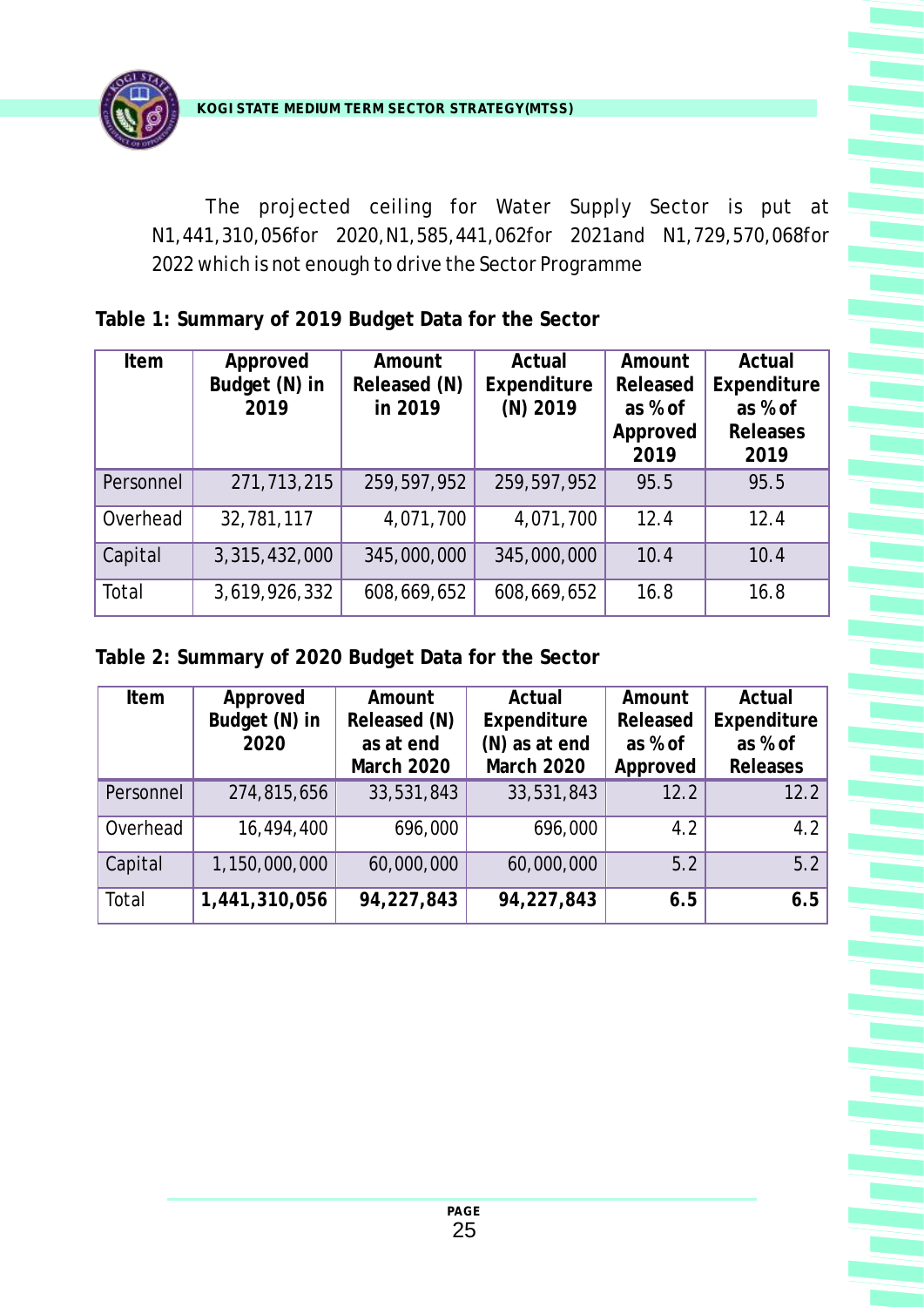The projected ceiling for Water Supply Sector is put at N1,441,310,056for 2020,N1,585,441,062for 2021and N1,729,570,068for 2022 which is not enough to drive the Sector Programme

**Table 1: Summary of 2019 Budget Data for the Sector**

| Item | Approved Budget (N) in 2019 | Amount Released (N) in 2019 | Actual Expenditure (N) 2019 | Amount Released as % of Approved 2019 | Actual Expenditure as % of Releases 2019 |
|---|---|---|---|---|---|
| Personnel | 271,713,215 | 259,597,952 | 259,597,952 | 95.5 | 95.5 |
| Overhead | 32,781,117 | 4,071,700 | 4,071,700 | 12.4 | 12.4 |
| Capital | 3,315,432,000 | 345,000,000 | 345,000,000 | 10.4 | 10.4 |
| Total | 3,619,926,332 | 608,669,652 | 608,669,652 | 16.8 | 16.8 |

**Table 2: Summary of 2020 Budget Data for the Sector**

| Item | Approved Budget (N) in 2020 | Amount Released (N) as at end March 2020 | Actual Expenditure (N) as at end March 2020 | Amount Released as % of Approved | Actual Expenditure as % of Releases |
|---|---|---|---|---|---|
| Personnel | 274,815,656 | 33,531,843 | 33,531,843 | 12.2 | 12.2 |
| Overhead | 16,494,400 | 696,000 | 696,000 | 4.2 | 4.2 |
| Capital | 1,150,000,000 | 60,000,000 | 60,000,000 | 5.2 | 5.2 |
| Total | **1,441,310,056** | **94,227,843** | **94,227,843** | **6.5** | **6.5** |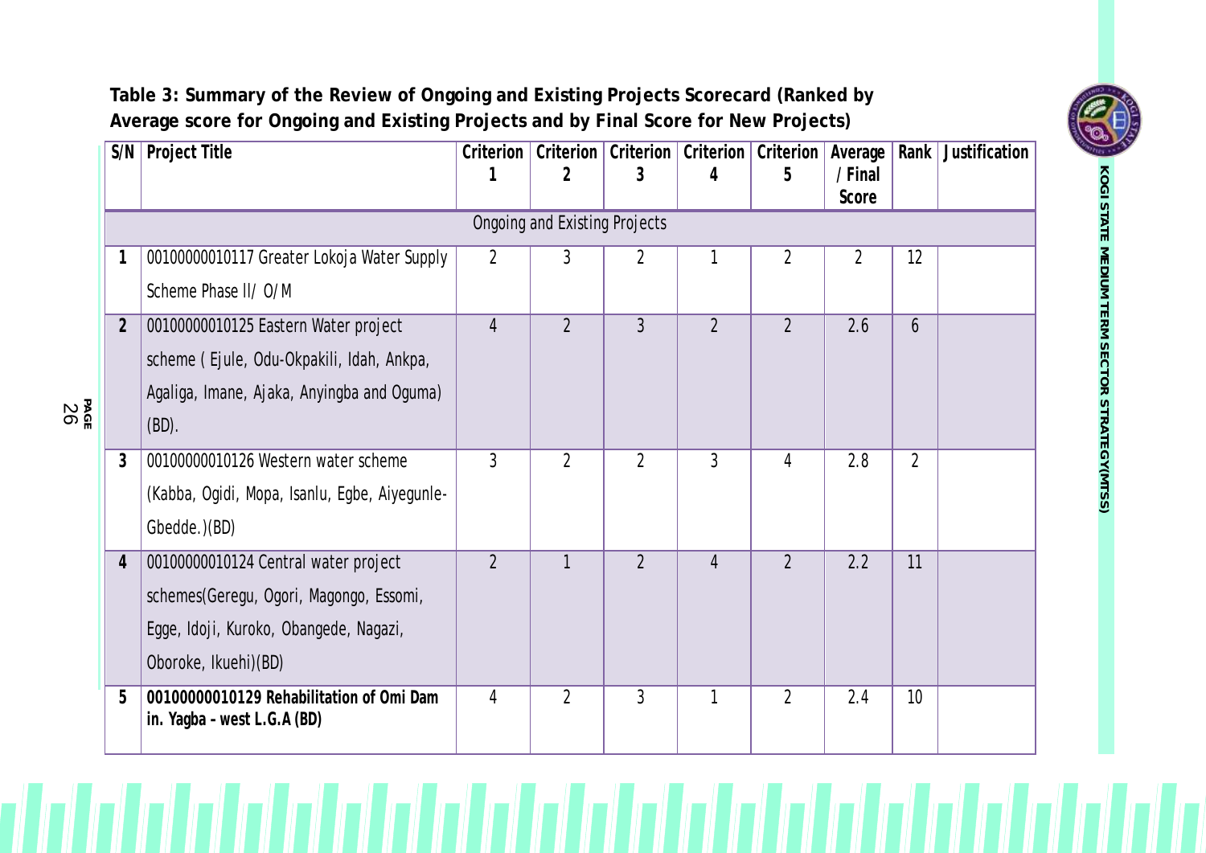**Table 3: Summary of the Review of Ongoing and Existing Projects Scorecard (Ranked by Average score for Ongoing and Existing Projects and by Final Score for New Projects)**

| S/N | Project Title | Criterion 1 | Criterion 2 | Criterion 3 | Criterion 4 | Criterion 5 | Average / Final Score | Rank | Justification |
|---|---|---|---|---|---|---|---|---|---|
| | Ongoing and Existing Projects | | | | | | | | |
| 1 | 00100000010117 Greater Lokoja Water Supply Scheme Phase II/ O/M | 2 | 3 | 2 | 1 | 2 | 2 | 12 | |
| 2 | 00100000010125 Eastern Water project scheme ( Ejule, Odu-Okpakili, Idah, Ankpa, Agaliga, Imane, Ajaka, Anyingba and Oguma) (BD). | 4 | 2 | 3 | 2 | 2 | 2.6 | 6 | |
| 3 | 00100000010126 Western water scheme (Kabba, Ogidi, Mopa, Isanlu, Egbe, Aiyegunle-Gbedde.)(BD) | 3 | 2 | 2 | 3 | 4 | 2.8 | 2 | |
| 4 | 00100000010124 Central water project schemes(Geregu, Ogori, Magongo, Essomi, Egge, Idoji, Kuroko, Obangede, Nagazi, Oboroke, Ikuehi)(BD) | 2 | 1 | 2 | 4 | 2 | 2.2 | 11 | |
| 5 | **00100000010129 Rehabilitation of Omi Dam in. Yagba - west L.G.A (BD)** | 4 | 2 | 3 | 1 | 2 | 2.4 | 10 | |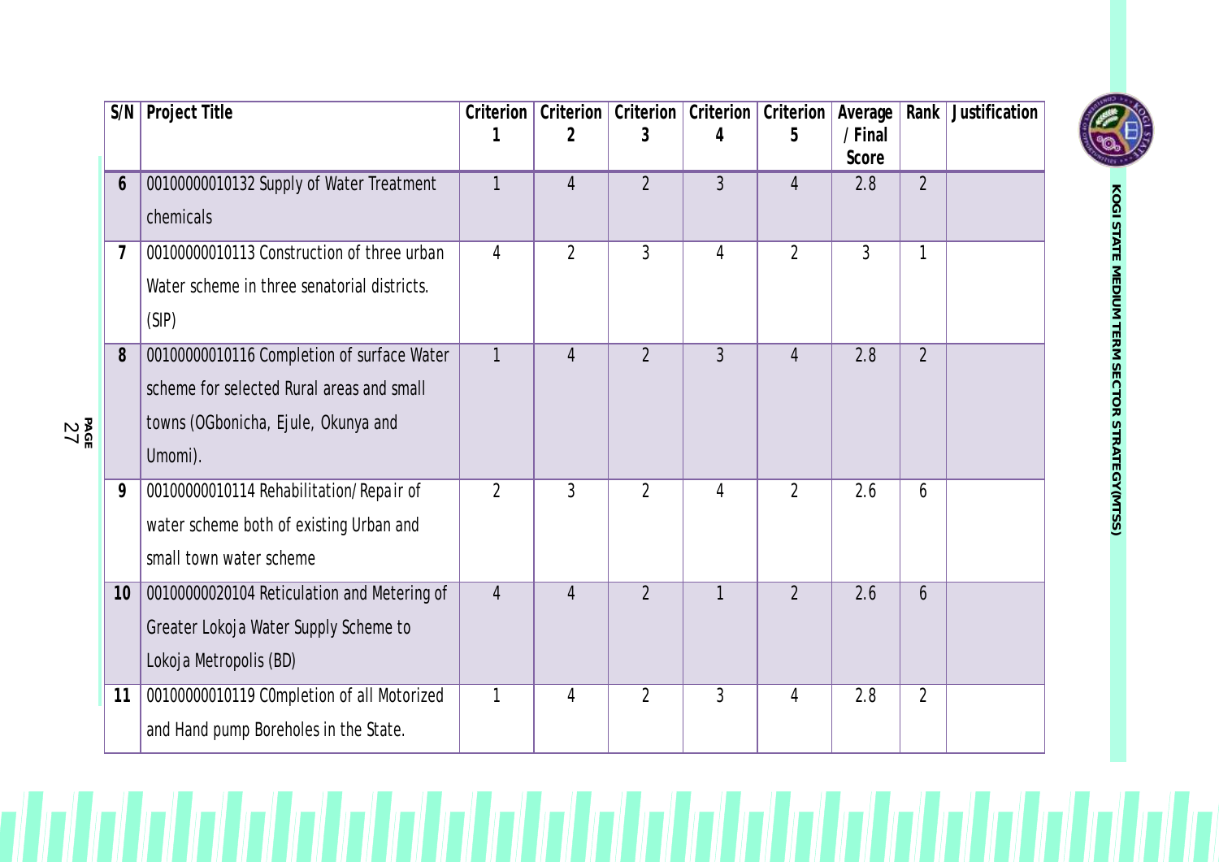| S/N | Project Title | Criterion 1 | Criterion 2 | Criterion 3 | Criterion 4 | Criterion 5 | Average / Final Score | Rank | Justification |
|---|---|---|---|---|---|---|---|---|---|
| 6 | 00100000010132 Supply of Water Treatment chemicals | 1 | 4 | 2 | 3 | 4 | 2.8 | 2 | |
| 7 | 00100000010113 Construction of three urban Water scheme in three senatorial districts. (SIP) | 4 | 2 | 3 | 4 | 2 | 3 | 1 | |
| 8 | 00100000010116 Completion of surface Water scheme for selected Rural areas and small towns (OGbonicha, Ejule, Okunya and Umomi). | 1 | 4 | 2 | 3 | 4 | 2.8 | 2 | |
| 9 | 00100000010114 Rehabilitation/Repair of water scheme both of existing Urban and small town water scheme | 2 | 3 | 2 | 4 | 2 | 2.6 | 6 | |
| 10 | 00100000020104 Reticulation and Metering of Greater Lokoja Water Supply Scheme to Lokoja Metropolis (BD) | 4 | 4 | 2 | 1 | 2 | 2.6 | 6 | |
| 11 | 00100000010119 COmpletion of all Motorized and Hand pump Boreholes in the State. | 1 | 4 | 2 | 3 | 4 | 2.8 | 2 | |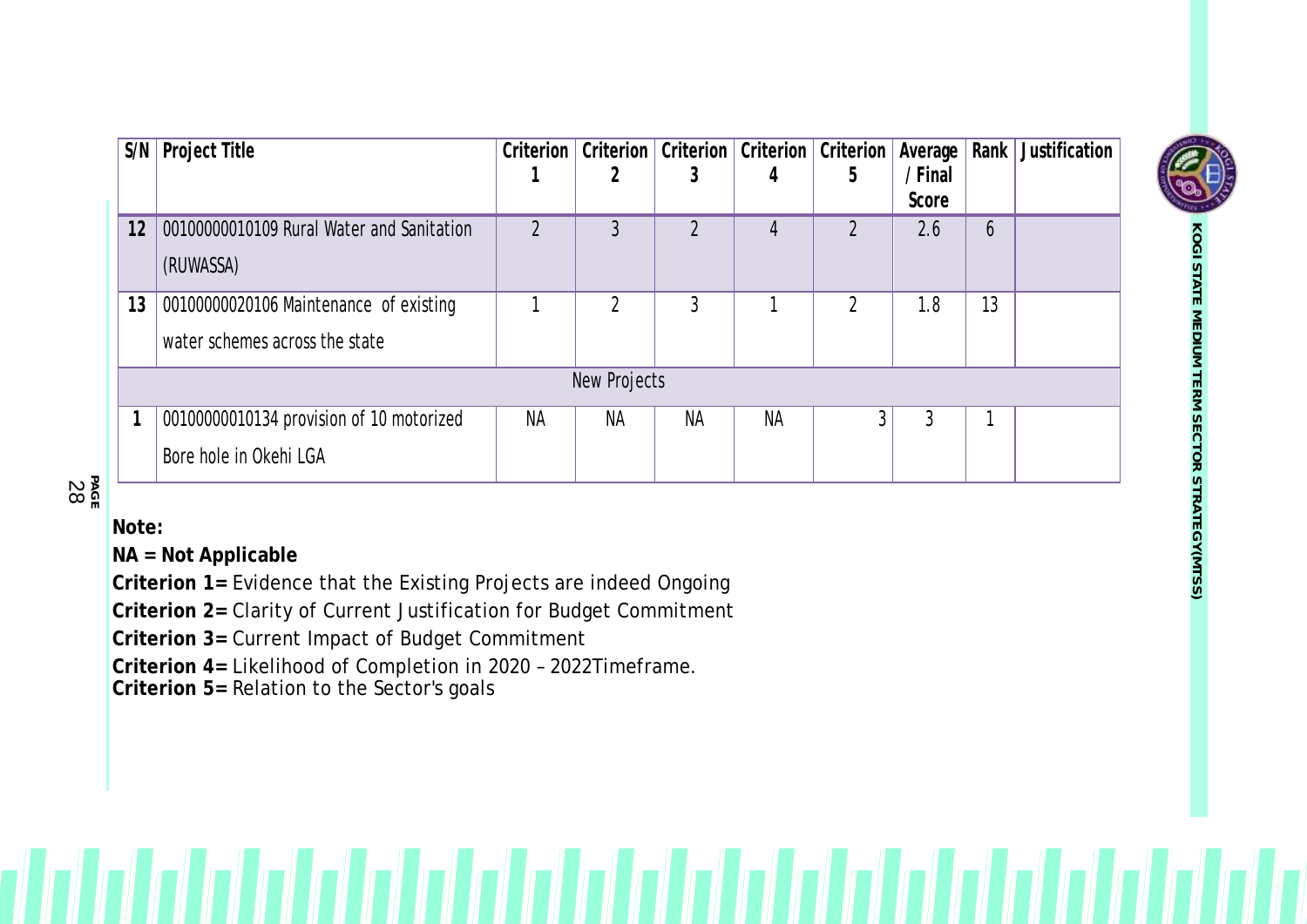| S/N | Project Title | Criterion 1 | Criterion 2 | Criterion 3 | Criterion 4 | Criterion 5 | Average / Final Score | Rank | Justification |
|---|---|---|---|---|---|---|---|---|---|
| 12 | 00100000010109 Rural Water and Sanitation (RUWASSA) | 2 | 3 | 2 | 4 | 2 | 2.6 | 6 | |
| 13 | 00100000020106 Maintenance of existing water schemes across the state | 1 | 2 | 3 | 1 | 2 | 1.8 | 13 | |
| | New Projects | | | | | | | | |
| 1 | 00100000010134 provision of 10 motorized Bore hole in Okehi LGA | NA | NA | NA | NA | 3 | 3 | 1 | |

**Note:**

**NA = Not Applicable**

**Criterion 1=** Evidence that the Existing Projects are indeed Ongoing

**Criterion 2=** Clarity of Current Justification for Budget Commitment

**Criterion 3=** Current Impact of Budget Commitment

**Criterion 4=** Likelihood of Completion in 2020 – 2022Timeframe.

**Criterion 5=** Relation to the Sector's goals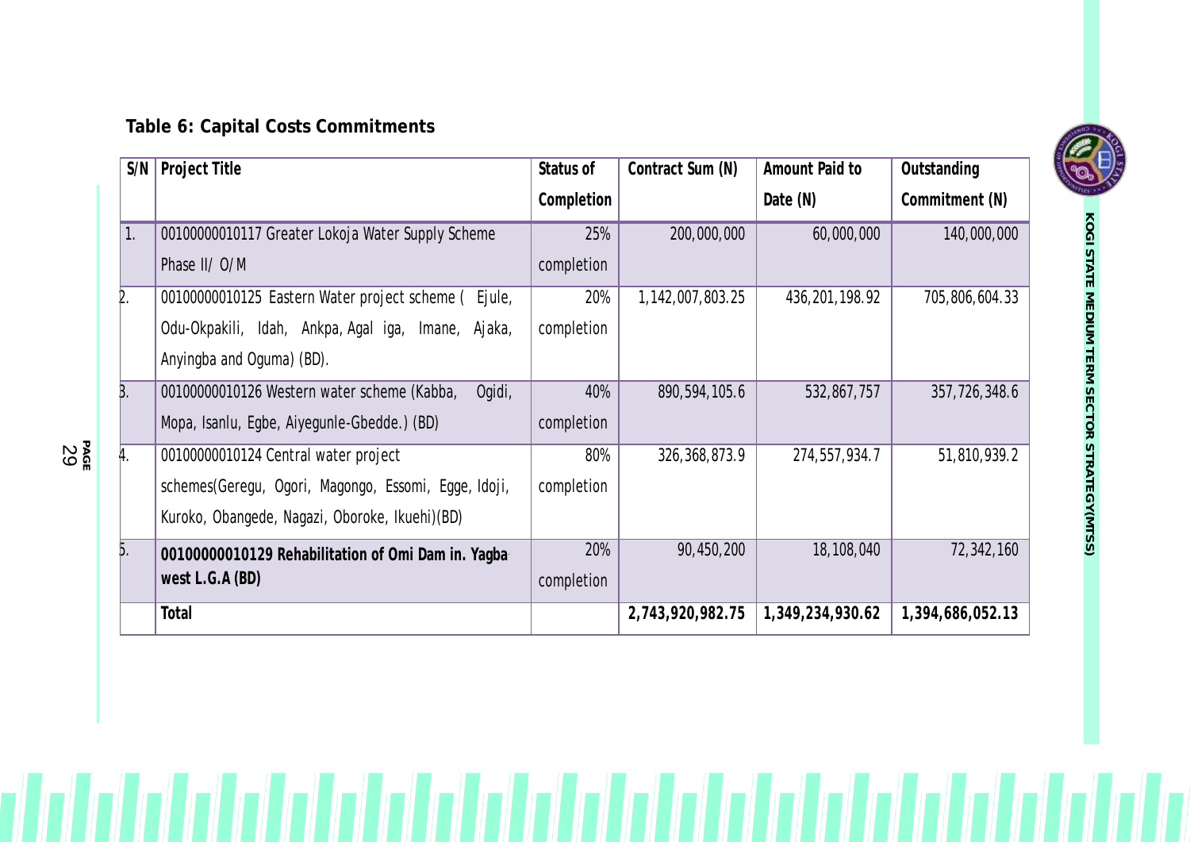**Table 6: Capital Costs Commitments**

| S/N | Project Title | Status of Completion | Contract Sum (N) | Amount Paid to Date (N) | Outstanding Commitment (N) |
|---|---|---|---|---|---|
| 1. | 00100000010117 Greater Lokoja Water Supply Scheme Phase II/ O/M | 25% completion | 200,000,000 | 60,000,000 | 140,000,000 |
| 2. | 00100000010125 Eastern Water project scheme ( Ejule, Odu-Okpakili, Idah, Ankpa, Agal iga, Imane, Ajaka, Anyingba and Oguma) (BD). | 20% completion | 1,142,007,803.25 | 436,201,198.92 | 705,806,604.33 |
| 3. | 00100000010126 Western water scheme (Kabba, Ogidi, Mopa, Isanlu, Egbe, Aiyegunle-Gbedde.) (BD) | 40% completion | 890,594,105.6 | 532,867,757 | 357,726,348.6 |
| 4. | 00100000010124 Central water project schemes(Geregu, Ogori, Magongo, Essomi, Egge, Idoji, Kuroko, Obangede, Nagazi, Oboroke, Ikuehi)(BD) | 80% completion | 326,368,873.9 | 274,557,934.7 | 51,810,939.2 |
| 5. | **00100000010129 Rehabilitation of Omi Dam in. Yagba west L.G.A (BD)** | 20% completion | 90,450,200 | 18,108,040 | 72,342,160 |
| | **Total** | | **2,743,920,982.75** | **1,349,234,930.62** | **1,394,686,052.13** |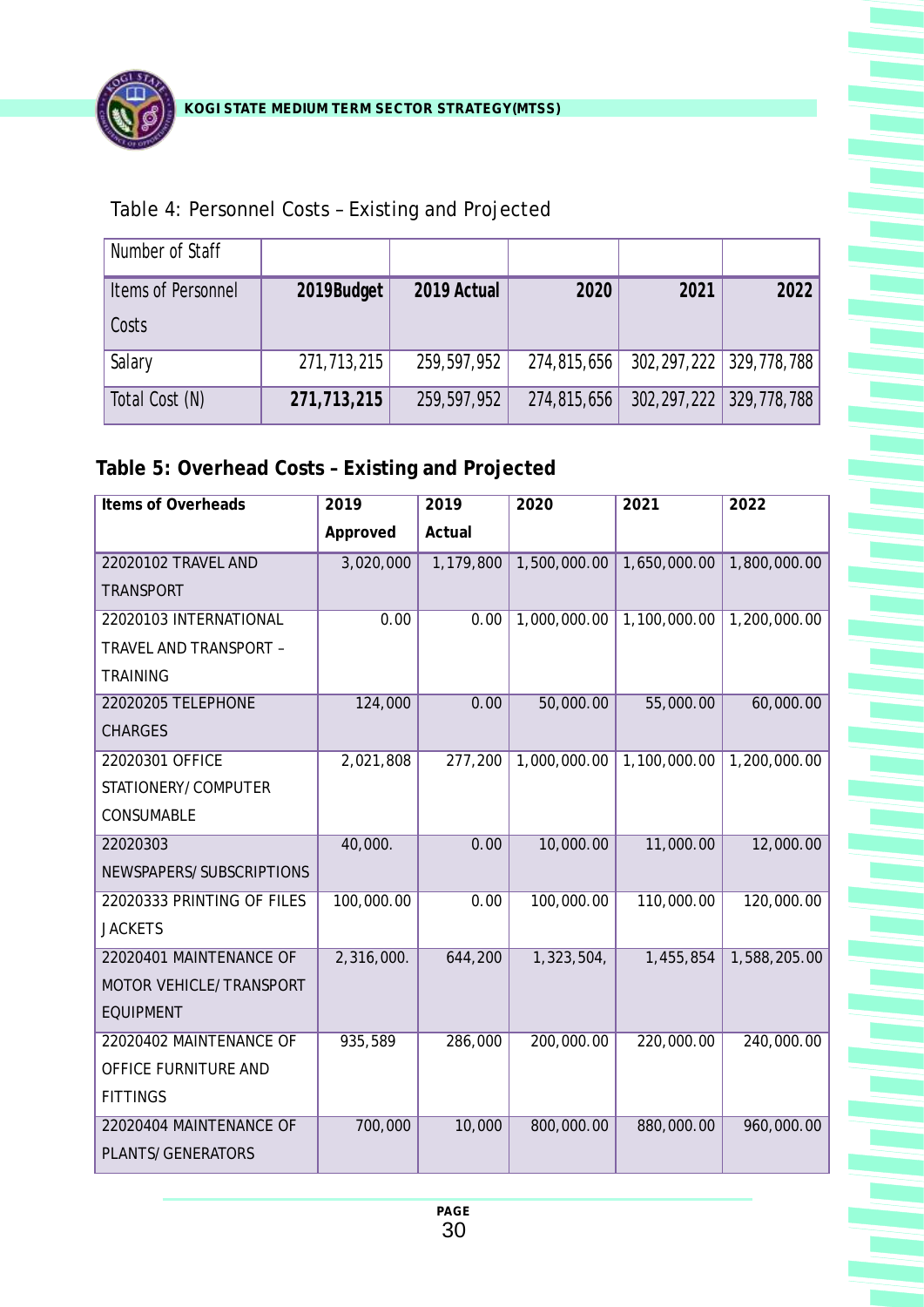Table 4: Personnel Costs – Existing and Projected

| Number of Staff | | | | | |
|---|---|---|---|---|---|
| Items of Personnel Costs | **2019Budget** | **2019 Actual** | **2020** | **2021** | **2022** |
| Salary | 271,713,215 | 259,597,952 | 274,815,656 | 302,297,222 | 329,778,788 |
| Total Cost (N) | **271,713,215** | 259,597,952 | 274,815,656 | 302,297,222 | 329,778,788 |

**Table 5: Overhead Costs – Existing and Projected**

| **Items of Overheads** | **2019 Approved** | **2019 Actual** | **2020** | **2021** | **2022** |
|---|---|---|---|---|---|
| 22020102 TRAVEL AND TRANSPORT | 3,020,000 | 1,179,800 | 1,500,000.00 | 1,650,000.00 | 1,800,000.00 |
| 22020103 INTERNATIONAL TRAVEL AND TRANSPORT – TRAINING | 0.00 | 0.00 | 1,000,000.00 | 1,100,000.00 | 1,200,000.00 |
| 22020205 TELEPHONE CHARGES | 124,000 | 0.00 | 50,000.00 | 55,000.00 | 60,000.00 |
| 22020301 OFFICE STATIONERY/COMPUTER CONSUMABLE | 2,021,808 | 277,200 | 1,000,000.00 | 1,100,000.00 | 1,200,000.00 |
| 22020303 NEWSPAPERS/SUBSCRIPTIONS | 40,000. | 0.00 | 10,000.00 | 11,000.00 | 12,000.00 |
| 22020333 PRINTING OF FILES JACKETS | 100,000.00 | 0.00 | 100,000.00 | 110,000.00 | 120,000.00 |
| 22020401 MAINTENANCE OF MOTOR VEHICLE/TRANSPORT EQUIPMENT | 2,316,000. | 644,200 | 1,323,504, | 1,455,854 | 1,588,205.00 |
| 22020402 MAINTENANCE OF OFFICE FURNITURE AND FITTINGS | 935,589 | 286,000 | 200,000.00 | 220,000.00 | 240,000.00 |
| 22020404 MAINTENANCE OF PLANTS/GENERATORS | 700,000 | 10,000 | 800,000.00 | 880,000.00 | 960,000.00 |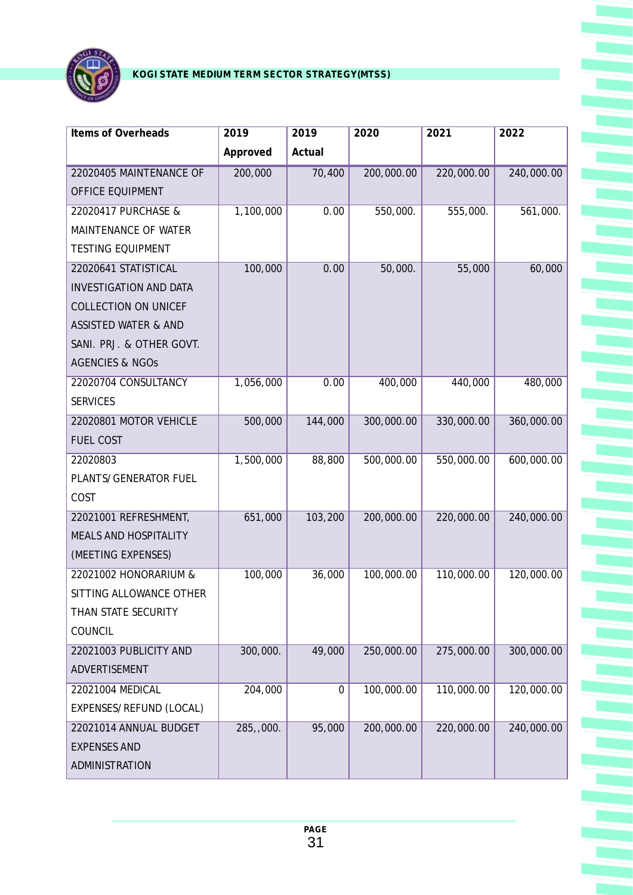| Items of Overheads | 2019 Approved | 2019 Actual | 2020 | 2021 | 2022 |
|---|---|---|---|---|---|
| 22020405 MAINTENANCE OF OFFICE EQUIPMENT | 200,000 | 70,400 | 200,000.00 | 220,000.00 | 240,000.00 |
| 22020417 PURCHASE & MAINTENANCE OF WATER TESTING EQUIPMENT | 1,100,000 | 0.00 | 550,000. | 555,000. | 561,000. |
| 22020641 STATISTICAL INVESTIGATION AND DATA COLLECTION ON UNICEF ASSISTED WATER & AND SANI. PRJ. & OTHER GOVT. AGENCIES & NGOs | 100,000 | 0.00 | 50,000. | 55,000 | 60,000 |
| 22020704 CONSULTANCY SERVICES | 1,056,000 | 0.00 | 400,000 | 440,000 | 480,000 |
| 22020801 MOTOR VEHICLE FUEL COST | 500,000 | 144,000 | 300,000.00 | 330,000.00 | 360,000.00 |
| 22020803 PLANTS/GENERATOR FUEL COST | 1,500,000 | 88,800 | 500,000.00 | 550,000.00 | 600,000.00 |
| 22021001 REFRESHMENT, MEALS AND HOSPITALITY (MEETING EXPENSES) | 651,000 | 103,200 | 200,000.00 | 220,000.00 | 240,000.00 |
| 22021002 HONORARIUM & SITTING ALLOWANCE OTHER THAN STATE SECURITY COUNCIL | 100,000 | 36,000 | 100,000.00 | 110,000.00 | 120,000.00 |
| 22021003 PUBLICITY AND ADVERTISEMENT | 300,000. | 49,000 | 250,000.00 | 275,000.00 | 300,000.00 |
| 22021004 MEDICAL EXPENSES/REFUND (LOCAL) | 204,000 | 0 | 100,000.00 | 110,000.00 | 120,000.00 |
| 22021014 ANNUAL BUDGET EXPENSES AND ADMINISTRATION | 285,,000. | 95,000 | 200,000.00 | 220,000.00 | 240,000.00 |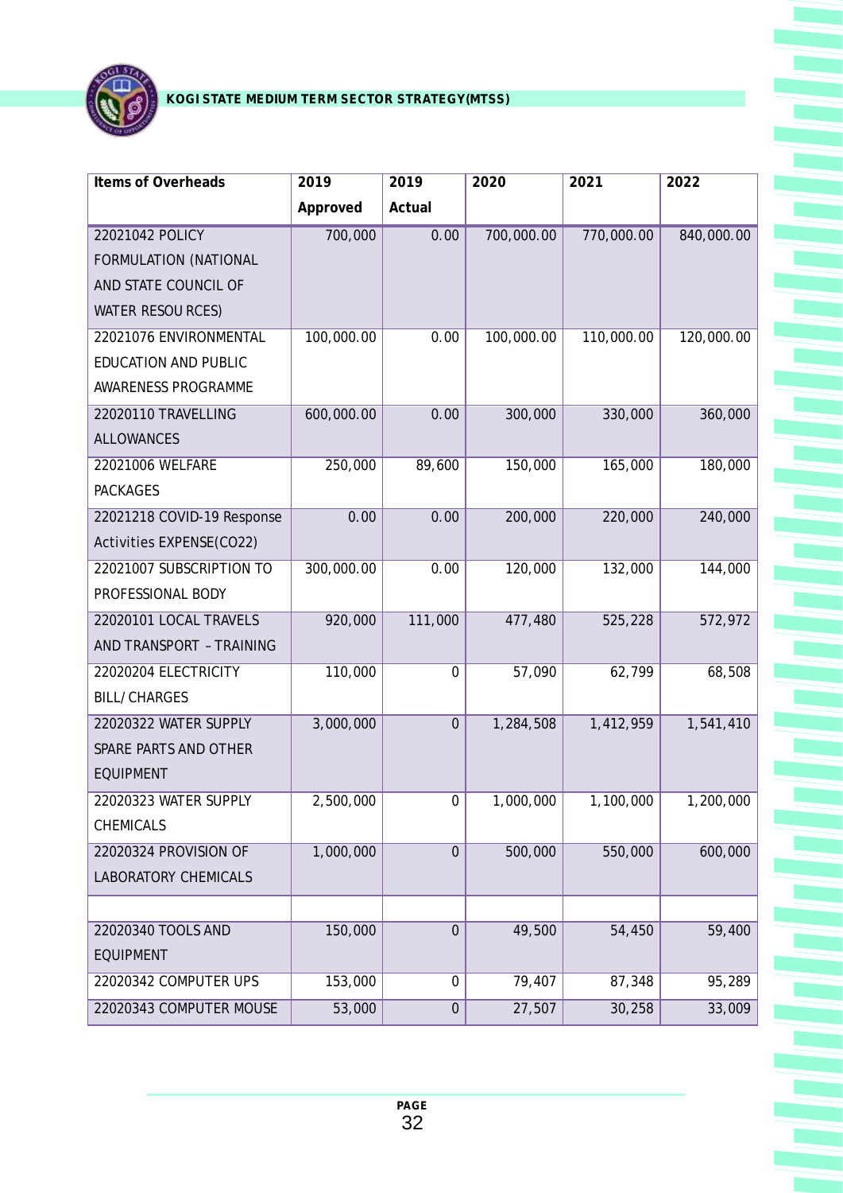| Items of Overheads | 2019 Approved | 2019 Actual | 2020 | 2021 | 2022 |
|---|---|---|---|---|---|
| 22021042 POLICY FORMULATION (NATIONAL AND STATE COUNCIL OF WATER RESOU RCES) | 700,000 | 0.00 | 700,000.00 | 770,000.00 | 840,000.00 |
| 22021076 ENVIRONMENTAL EDUCATION AND PUBLIC AWARENESS PROGRAMME | 100,000.00 | 0.00 | 100,000.00 | 110,000.00 | 120,000.00 |
| 22020110 TRAVELLING ALLOWANCES | 600,000.00 | 0.00 | 300,000 | 330,000 | 360,000 |
| 22021006 WELFARE PACKAGES | 250,000 | 89,600 | 150,000 | 165,000 | 180,000 |
| 22021218 COVID-19 Response Activities EXPENSE(CO22) | 0.00 | 0.00 | 200,000 | 220,000 | 240,000 |
| 22021007 SUBSCRIPTION TO PROFESSIONAL BODY | 300,000.00 | 0.00 | 120,000 | 132,000 | 144,000 |
| 22020101 LOCAL TRAVELS AND TRANSPORT – TRAINING | 920,000 | 111,000 | 477,480 | 525,228 | 572,972 |
| 22020204 ELECTRICITY BILL/ CHARGES | 110,000 | 0 | 57,090 | 62,799 | 68,508 |
| 22020322 WATER SUPPLY SPARE PARTS AND OTHER EQUIPMENT | 3,000,000 | 0 | 1,284,508 | 1,412,959 | 1,541,410 |
| 22020323 WATER SUPPLY CHEMICALS | 2,500,000 | 0 | 1,000,000 | 1,100,000 | 1,200,000 |
| 22020324 PROVISION OF LABORATORY CHEMICALS | 1,000,000 | 0 | 500,000 | 550,000 | 600,000 |
| | | | | | |
| 22020340 TOOLS AND EQUIPMENT | 150,000 | 0 | 49,500 | 54,450 | 59,400 |
| 22020342 COMPUTER UPS | 153,000 | 0 | 79,407 | 87,348 | 95,289 |
| 22020343 COMPUTER MOUSE | 53,000 | 0 | 27,507 | 30,258 | 33,009 |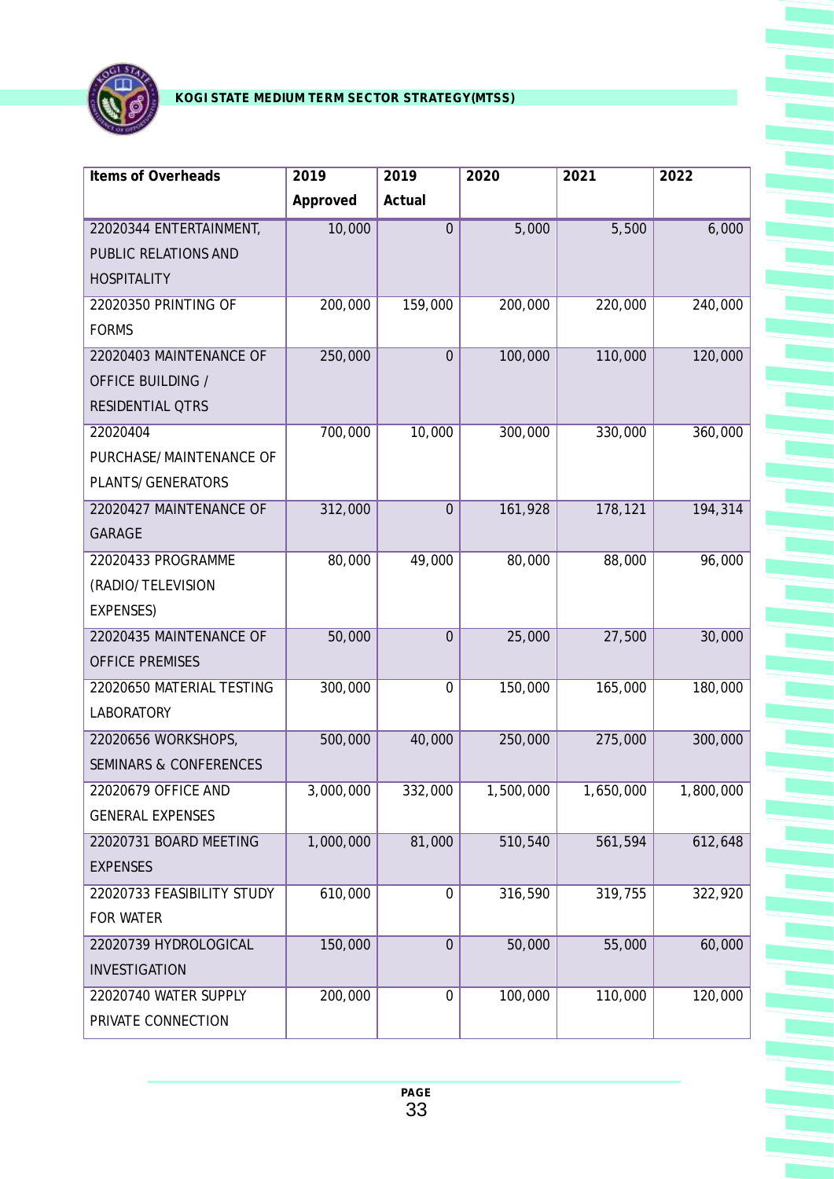| Items of Overheads | 2019 Approved | 2019 Actual | 2020 | 2021 | 2022 |
|---|---|---|---|---|---|
| 22020344 ENTERTAINMENT, PUBLIC RELATIONS AND HOSPITALITY | 10,000 | 0 | 5,000 | 5,500 | 6,000 |
| 22020350 PRINTING OF FORMS | 200,000 | 159,000 | 200,000 | 220,000 | 240,000 |
| 22020403 MAINTENANCE OF OFFICE BUILDING / RESIDENTIAL QTRS | 250,000 | 0 | 100,000 | 110,000 | 120,000 |
| 22020404 PURCHASE/ MAINTENANCE OF PLANTS/ GENERATORS | 700,000 | 10,000 | 300,000 | 330,000 | 360,000 |
| 22020427 MAINTENANCE OF GARAGE | 312,000 | 0 | 161,928 | 178,121 | 194,314 |
| 22020433 PROGRAMME (RADIO/ TELEVISION EXPENSES) | 80,000 | 49,000 | 80,000 | 88,000 | 96,000 |
| 22020435 MAINTENANCE OF OFFICE PREMISES | 50,000 | 0 | 25,000 | 27,500 | 30,000 |
| 22020650 MATERIAL TESTING LABORATORY | 300,000 | 0 | 150,000 | 165,000 | 180,000 |
| 22020656 WORKSHOPS, SEMINARS & CONFERENCES | 500,000 | 40,000 | 250,000 | 275,000 | 300,000 |
| 22020679 OFFICE AND GENERAL EXPENSES | 3,000,000 | 332,000 | 1,500,000 | 1,650,000 | 1,800,000 |
| 22020731 BOARD MEETING EXPENSES | 1,000,000 | 81,000 | 510,540 | 561,594 | 612,648 |
| 22020733 FEASIBILITY STUDY FOR WATER | 610,000 | 0 | 316,590 | 319,755 | 322,920 |
| 22020739 HYDROLOGICAL INVESTIGATION | 150,000 | 0 | 50,000 | 55,000 | 60,000 |
| 22020740 WATER SUPPLY PRIVATE CONNECTION | 200,000 | 0 | 100,000 | 110,000 | 120,000 |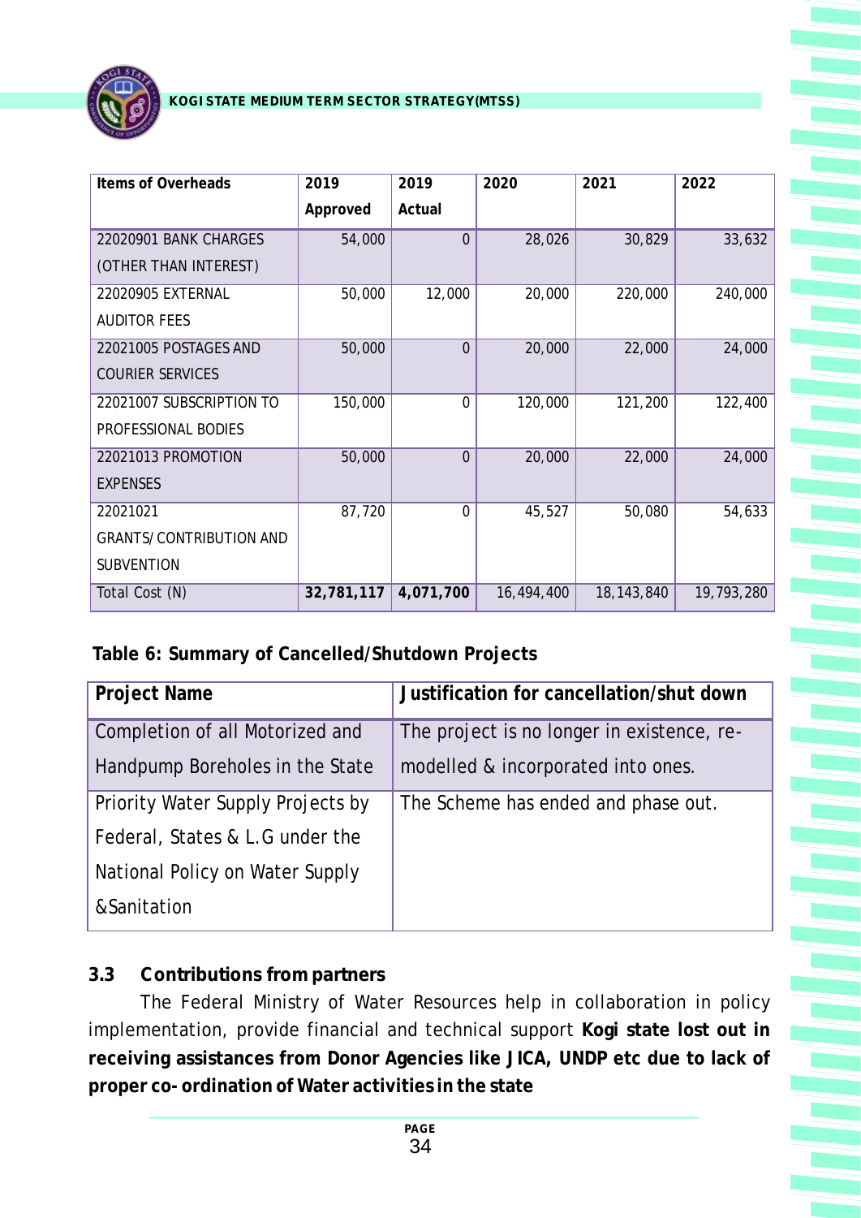| Items of Overheads | 2019 Approved | 2019 Actual | 2020 | 2021 | 2022 |
|---|---|---|---|---|---|
| 22020901 BANK CHARGES (OTHER THAN INTEREST) | 54,000 | 0 | 28,026 | 30,829 | 33,632 |
| 22020905 EXTERNAL AUDITOR FEES | 50,000 | 12,000 | 20,000 | 220,000 | 240,000 |
| 22021005 POSTAGES AND COURIER SERVICES | 50,000 | 0 | 20,000 | 22,000 | 24,000 |
| 22021007 SUBSCRIPTION TO PROFESSIONAL BODIES | 150,000 | 0 | 120,000 | 121,200 | 122,400 |
| 22021013 PROMOTION EXPENSES | 50,000 | 0 | 20,000 | 22,000 | 24,000 |
| 22021021 GRANTS/CONTRIBUTION AND SUBVENTION | 87,720 | 0 | 45,527 | 50,080 | 54,633 |
| Total Cost (N) | **32,781,117** | **4,071,700** | 16,494,400 | 18,143,840 | 19,793,280 |

**Table 6: Summary of Cancelled/Shutdown Projects**

| Project Name | Justification for cancellation/shut down |
|---|---|
| Completion of all Motorized and Handpump Boreholes in the State | The project is no longer in existence, re-modelled & incorporated into ones. |
| Priority Water Supply Projects by Federal, States & L.G under the National Policy on Water Supply &Sanitation | The Scheme has ended and phase out. |

### 3.3 Contributions from partners

The Federal Ministry of Water Resources help in collaboration in policy implementation, provide financial and technical support **Kogi state lost out in receiving assistances from Donor Agencies like JICA, UNDP etc due to lack of proper co- ordination of Water activities in the state**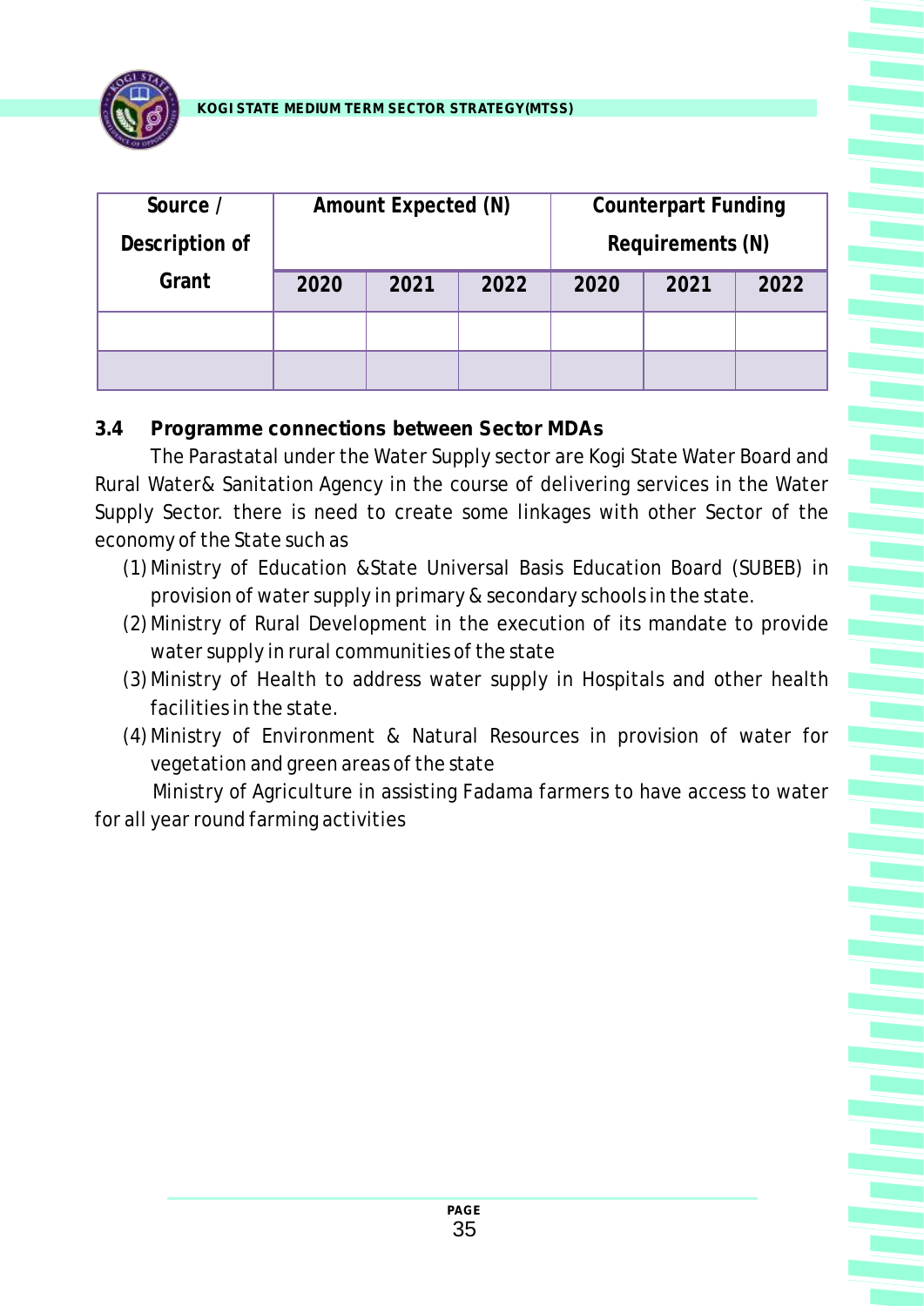| Source / Description of Grant | Amount Expected (N) | | | Counterpart Funding Requirements (N) | | |
|---|---|---|---|---|---|---|
| | 2020 | 2021 | 2022 | 2020 | 2021 | 2022 |
| | | | | | | |
| | | | | | | |

### 3.4 Programme connections between Sector MDAs

The Parastatal under the Water Supply sector are Kogi State Water Board and Rural Water& Sanitation Agency in the course of delivering services in the Water Supply Sector. there is need to create some linkages with other Sector of the economy of the State such as

(1) Ministry of Education &State Universal Basis Education Board (SUBEB) in provision of water supply in primary & secondary schools in the state.

(2) Ministry of Rural Development in the execution of its mandate to provide water supply in rural communities of the state

(3) Ministry of Health to address water supply in Hospitals and other health facilities in the state.

(4) Ministry of Environment & Natural Resources in provision of water for vegetation and green areas of the state

Ministry of Agriculture in assisting Fadama farmers to have access to water for all year round farming activities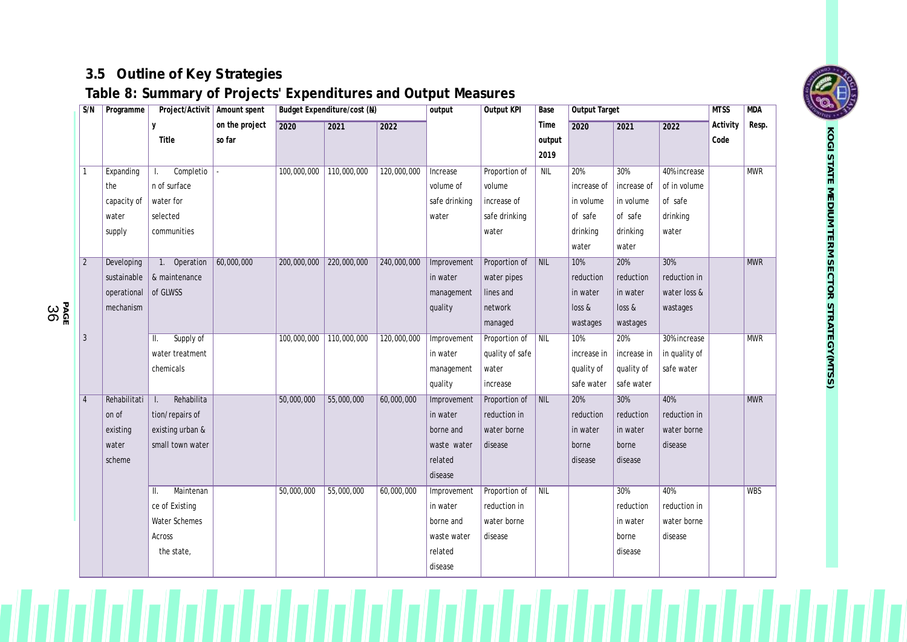## 3.5 Outline of Key Strategies

## Table 8: Summary of Projects' Expenditures and Output Measures

| S/N | Programme | Project/Activity Title | Amount spent on the project so far | Budget Expenditure/cost (₦) | | | output | Output KPI | Base Time output 2019 | Output Target | | | MTSS Activity Code | MDA Resp. |
|---|---|---|---|---|---|---|---|---|---|---|---|---|---|---|
| | | | | 2020 | 2021 | 2022 | | | | 2020 | 2021 | 2022 | | |
| 1 | Expanding the capacity of water supply | I. Completion of surface water for selected communities | - | 100,000,000 | 110,000,000 | 120,000,000 | Increase volume of safe drinking water | Proportion of volume increase of safe drinking water | NIL | 20% increase of in volume of safe drinking water | 30% increase of in volume of safe drinking water | 40%increase of in volume of safe drinking water | | MWR |
| 2 | Developing sustainable operational mechanism | 1. Operation & maintenance of GLWSS | 60,000,000 | 200,000,000 | 220,000,000 | 240,000,000 | Improvement in water management quality | Proportion of water pipes lines and network managed | NIL | 10% reduction in water loss & wastages | 20% reduction in water loss & wastages | 30% reduction in water loss & wastages | | MWR |
| 3 | | II. Supply of water treatment chemicals | | 100,000,000 | 110,000,000 | 120,000,000 | Improvement in water management quality | Proportion of quality of safe water increase | NIL | 10% increase in quality of safe water | 20% increase in quality of safe water | 30%increase in quality of safe water | | MWR |
| 4 | Rehabilitation of existing water scheme | I. Rehabilitation/repairs of existing urban & small town water | | 50,000,000 | 55,000,000 | 60,000,000 | Improvement in water borne and waste water related disease | Proportion of reduction in water borne disease | NIL | 20% reduction in water borne disease | 30% reduction in water borne disease | 40% reduction in water borne disease | | MWR |
| | | II. Maintenance of Existing Water Schemes Across the state, | | 50,000,000 | 55,000,000 | 60,000,000 | Improvement in water borne and waste water related disease | Proportion of reduction in water borne disease | NIL | | 30% reduction in water borne disease | 40% reduction in water borne disease | | WBS |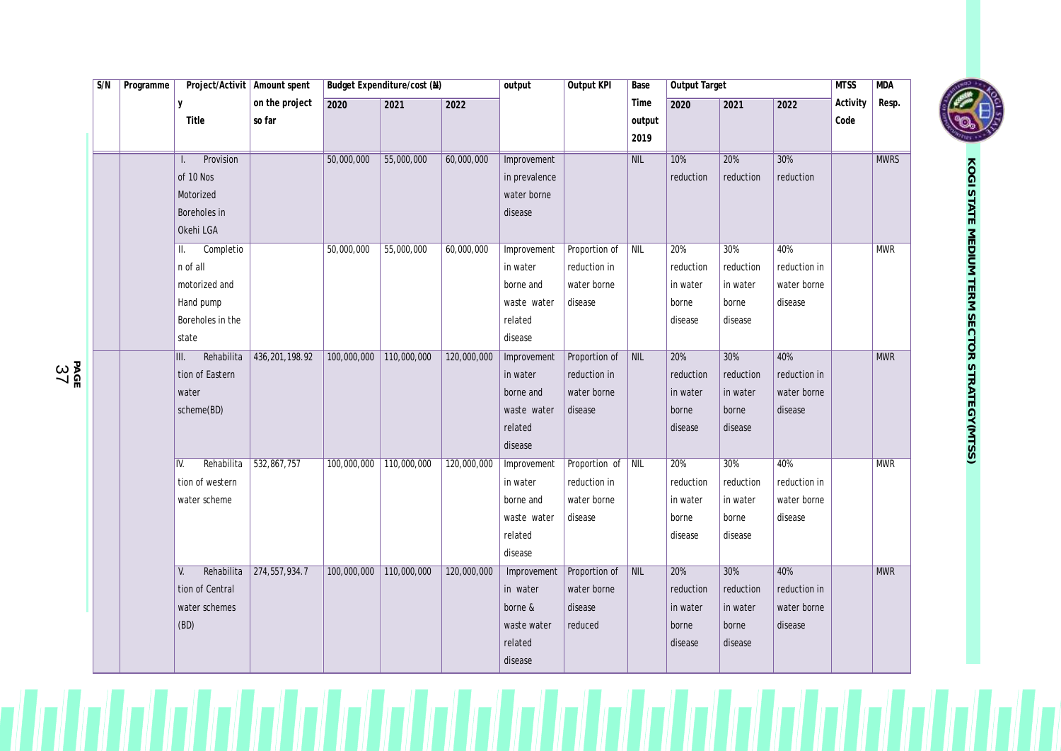| S/N | Programme | Project/Activity Title | Amount spent on the project so far | Budget Expenditure/cost (₦) | | | output | Output KPI | Base Time output 2019 | Output Target | | | MTSS Activity Code | MDA Resp. |
|---|---|---|---|---|---|---|---|---|---|---|---|---|---|---|
| | | | | 2020 | 2021 | 2022 | | | | 2020 | 2021 | 2022 | | |
| | | I. Provision of 10 Nos Motorized Boreholes in Okehi LGA | | 50,000,000 | 55,000,000 | 60,000,000 | Improvement in prevalence water borne disease | | NIL | 10% reduction | 20% reduction | 30% reduction | | MWRS |
| | | II. Completion of all motorized and Hand pump Boreholes in the state | | 50,000,000 | 55,000,000 | 60,000,000 | Improvement in water borne and waste water related disease | Proportion of reduction in water borne disease | NIL | 20% reduction in water borne disease | 30% reduction in water borne disease | 40% reduction in water borne disease | | MWR |
| | | III. Rehabilitation of Eastern water scheme(BD) | 436,201,198.92 | 100,000,000 | 110,000,000 | 120,000,000 | Improvement in water borne and waste water related disease | Proportion of reduction in water borne disease | NIL | 20% reduction in water borne disease | 30% reduction in water borne disease | 40% reduction in water borne disease | | MWR |
| | | IV. Rehabilitation of western water scheme | 532,867,757 | 100,000,000 | 110,000,000 | 120,000,000 | Improvement in water borne and waste water related disease | Proportion of reduction in water borne disease | NIL | 20% reduction in water borne disease | 30% reduction in water borne disease | 40% reduction in water borne disease | | MWR |
| | | V. Rehabilitation of Central water schemes (BD) | 274,557,934.7 | 100,000,000 | 110,000,000 | 120,000,000 | Improvement in water borne & waste water related disease | Proportion of water borne disease reduced | NIL | 20% reduction in water borne disease | 30% reduction in water borne disease | 40% reduction in water borne disease | | MWR |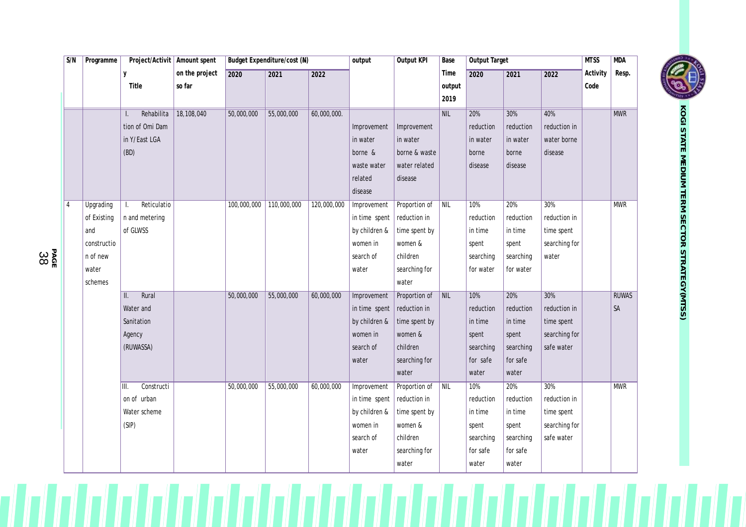| S/N | Programme | Project/Activity Title | Amount spent on the project so far | Budget Expenditure/cost (₦) | | | output | Output KPI | Base Time output 2019 | Output Target | | | MTSS Activity Code | MDA Resp. |
|---|---|---|---|---|---|---|---|---|---|---|---|---|---|---|
| | | | | 2020 | 2021 | 2022 | | | | 2020 | 2021 | 2022 | | |
| | | I. Rehabilitation of Omi Dam in Y/East LGA (BD) | 18,108,040 | 50,000,000 | 55,000,000 | 60,000,000. | Improvement in water borne & waste water related disease | Improvement in water borne & waste water related disease | NIL | 20% reduction in water borne disease | 30% reduction in water borne disease | 40% reduction in water borne disease | | MWR |
| 4 | Upgrading of Existing and construction of new water schemes | I. Reticulation and metering of GLWSS | | 100,000,000 | 110,000,000 | 120,000,000 | Improvement in time spent by children & women in search of water | Proportion of reduction in time spent by women & children searching for water | NIL | 10% reduction in time spent searching for water | 20% reduction in time spent searching for water | 30% reduction in time spent searching for water | | MWR |
| | | II. Rural Water and Sanitation Agency (RUWASSA) | | 50,000,000 | 55,000,000 | 60,000,000 | Improvement in time spent by children & women in search of water | Proportion of reduction in time spent by women & children searching for water | NIL | 10% reduction in time spent searching for safe water | 20% reduction in time spent searching for safe water | 30% reduction in time spent searching for safe water | | RUWASSA |
| | | III. Construction of urban Water scheme (SIP) | | 50,000,000 | 55,000,000 | 60,000,000 | Improvement in time spent by children & women in search of water | Proportion of reduction in time spent by women & children searching for water | NIL | 10% reduction in time spent searching for safe water | 20% reduction in time spent searching for safe water | 30% reduction in time spent searching for safe water | | MWR |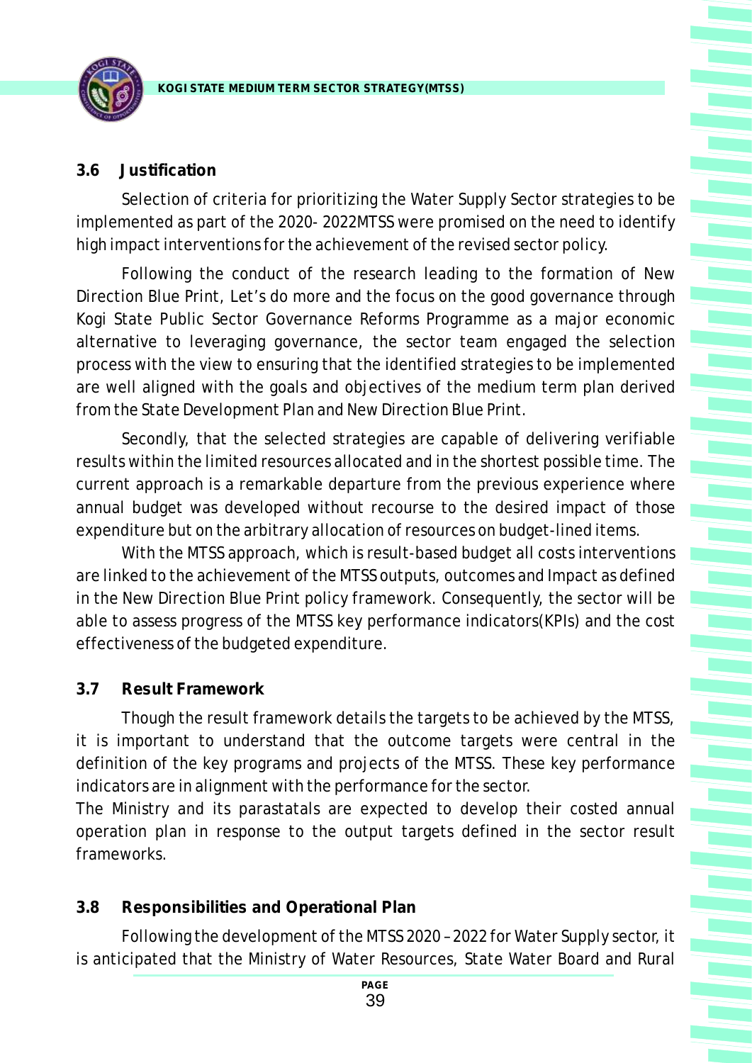### 3.6 Justification

Selection of criteria for prioritizing the Water Supply Sector strategies to be implemented as part of the 2020- 2022MTSS were promised on the need to identify high impact interventions for the achievement of the revised sector policy.

Following the conduct of the research leading to the formation of New Direction Blue Print, Let's do more and the focus on the good governance through Kogi State Public Sector Governance Reforms Programme as a major economic alternative to leveraging governance, the sector team engaged the selection process with the view to ensuring that the identified strategies to be implemented are well aligned with the goals and objectives of the medium term plan derived from the State Development Plan and New Direction Blue Print.

Secondly, that the selected strategies are capable of delivering verifiable results within the limited resources allocated and in the shortest possible time. The current approach is a remarkable departure from the previous experience where annual budget was developed without recourse to the desired impact of those expenditure but on the arbitrary allocation of resources on budget-lined items.

With the MTSS approach, which is result-based budget all costs interventions are linked to the achievement of the MTSS outputs, outcomes and Impact as defined in the New Direction Blue Print policy framework. Consequently, the sector will be able to assess progress of the MTSS key performance indicators(KPIs) and the cost effectiveness of the budgeted expenditure.

### 3.7 Result Framework

Though the result framework details the targets to be achieved by the MTSS, it is important to understand that the outcome targets were central in the definition of the key programs and projects of the MTSS. These key performance indicators are in alignment with the performance for the sector.

The Ministry and its parastatals are expected to develop their costed annual operation plan in response to the output targets defined in the sector result frameworks.

### 3.8 Responsibilities and Operational Plan

Following the development of the MTSS 2020 – 2022 for Water Supply sector, it is anticipated that the Ministry of Water Resources, State Water Board and Rural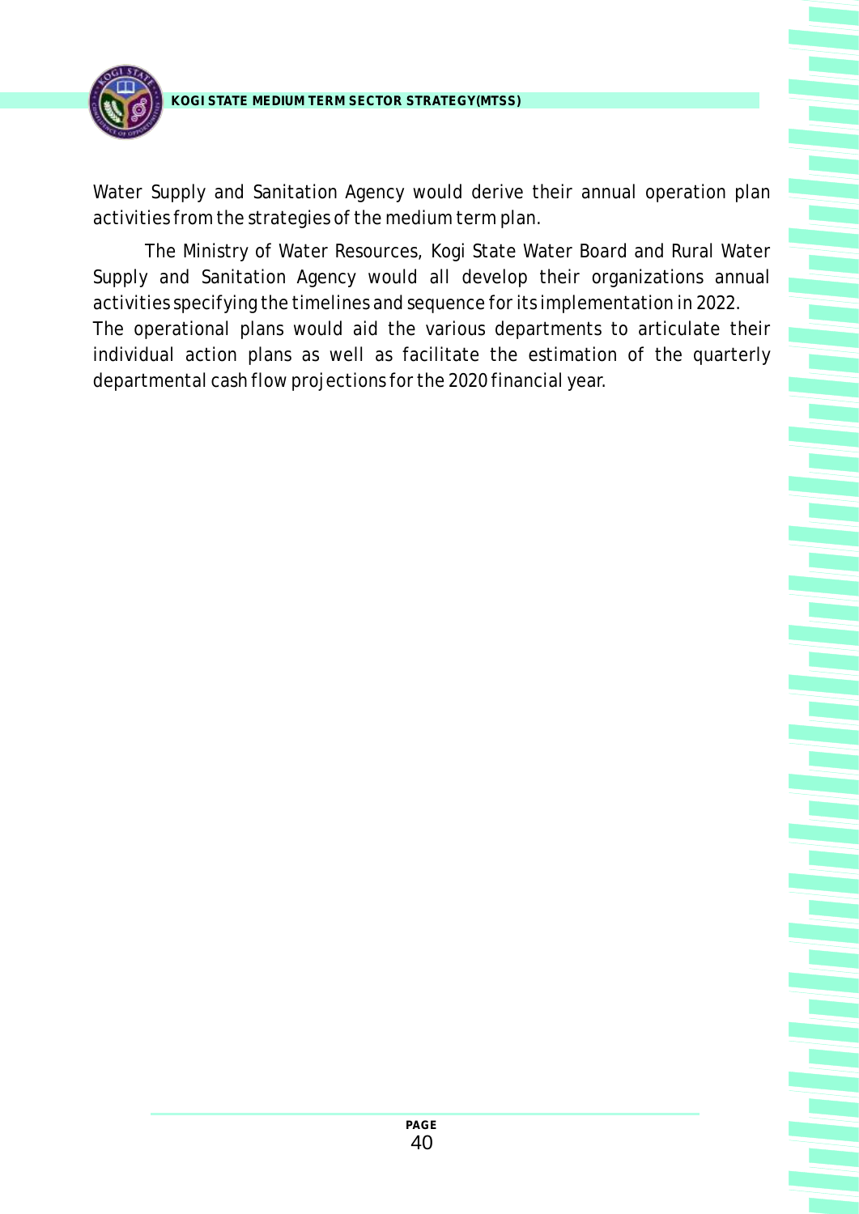Water Supply and Sanitation Agency would derive their annual operation plan activities from the strategies of the medium term plan.

The Ministry of Water Resources, Kogi State Water Board and Rural Water Supply and Sanitation Agency would all develop their organizations annual activities specifying the timelines and sequence for its implementation in 2022. The operational plans would aid the various departments to articulate their individual action plans as well as facilitate the estimation of the quarterly departmental cash flow projections for the 2020 financial year.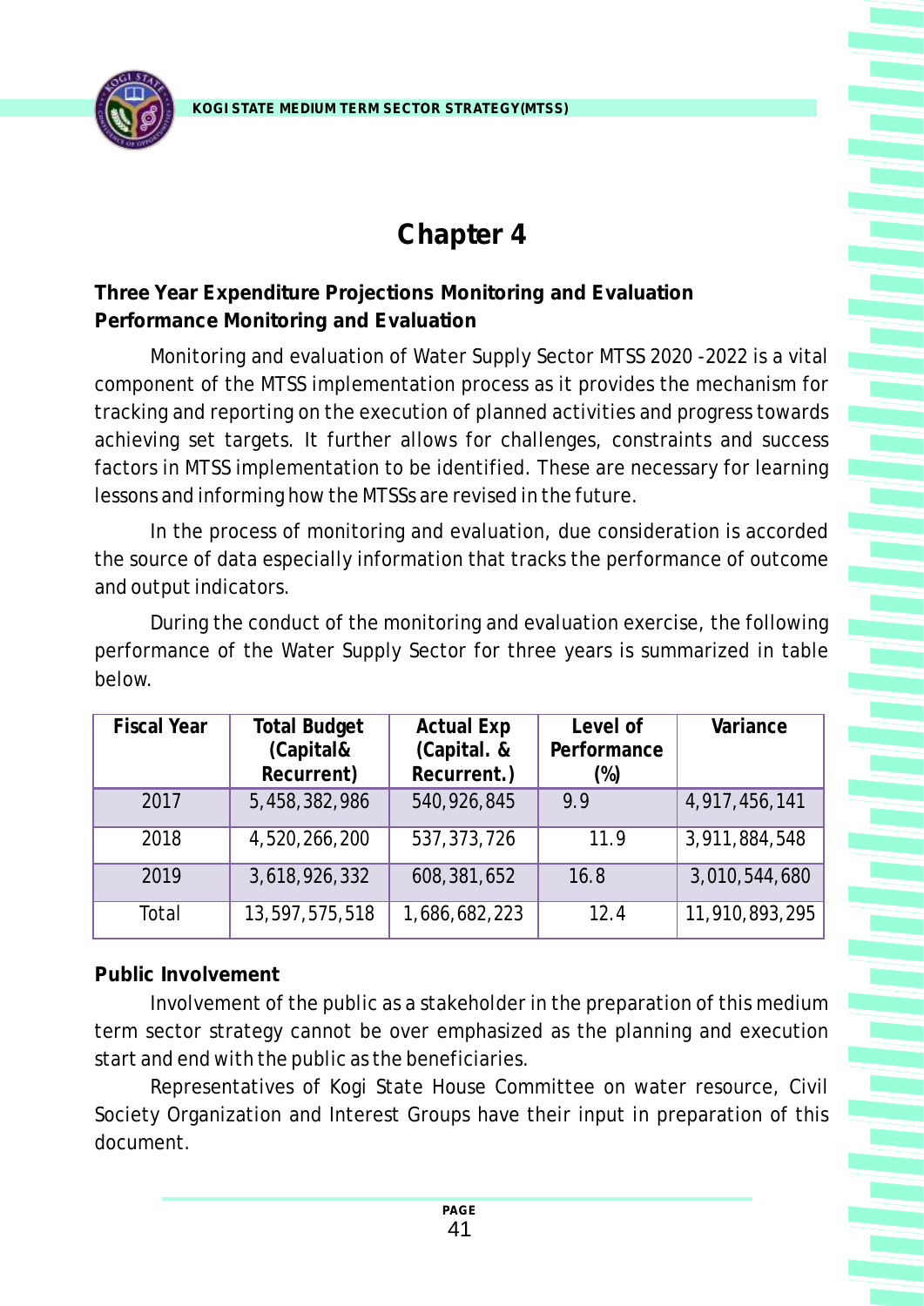# Chapter 4

**Three Year Expenditure Projections Monitoring and Evaluation**
**Performance Monitoring and Evaluation**

Monitoring and evaluation of Water Supply Sector MTSS 2020 -2022 is a vital component of the MTSS implementation process as it provides the mechanism for tracking and reporting on the execution of planned activities and progress towards achieving set targets. It further allows for challenges, constraints and success factors in MTSS implementation to be identified. These are necessary for learning lessons and informing how the MTSSs are revised in the future.

In the process of monitoring and evaluation, due consideration is accorded the source of data especially information that tracks the performance of outcome and output indicators.

During the conduct of the monitoring and evaluation exercise, the following performance of the Water Supply Sector for three years is summarized in table below.

| Fiscal Year | Total Budget (Capital& Recurrent) | Actual Exp (Capital. & Recurrent.) | Level of Performance (%) | Variance |
|---|---|---|---|---|
| 2017 | 5,458,382,986 | 540,926,845 | 9.9 | 4,917,456,141 |
| 2018 | 4,520,266,200 | 537,373,726 | 11.9 | 3,911,884,548 |
| 2019 | 3,618,926,332 | 608,381,652 | 16.8 | 3,010,544,680 |
| Total | 13,597,575,518 | 1,686,682,223 | 12.4 | 11,910,893,295 |

**Public Involvement**

Involvement of the public as a stakeholder in the preparation of this medium term sector strategy cannot be over emphasized as the planning and execution start and end with the public as the beneficiaries.

Representatives of Kogi State House Committee on water resource, Civil Society Organization and Interest Groups have their input in preparation of this document.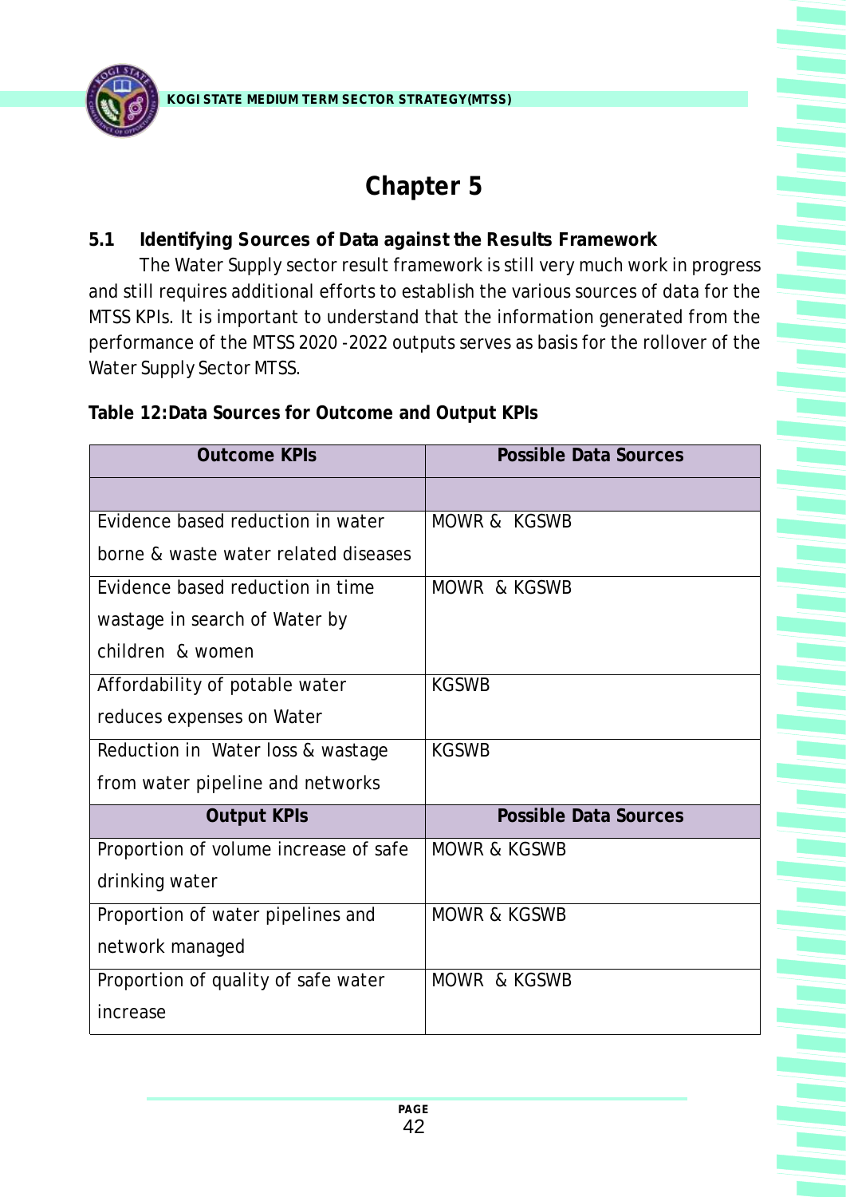# Chapter 5

## 5.1 Identifying Sources of Data against the Results Framework

The Water Supply sector result framework is still very much work in progress and still requires additional efforts to establish the various sources of data for the MTSS KPIs. It is important to understand that the information generated from the performance of the MTSS 2020 -2022 outputs serves as basis for the rollover of the Water Supply Sector MTSS.

**Table 12:Data Sources for Outcome and Output KPIs**

| Outcome KPIs | Possible Data Sources |
|---|---|
| | |
| Evidence based reduction in water borne & waste water related diseases | MOWR & KGSWB |
| Evidence based reduction in time wastage in search of Water by children & women | MOWR & KGSWB |
| Affordability of potable water reduces expenses on Water | KGSWB |
| Reduction in Water loss & wastage from water pipeline and networks | KGSWB |
| **Output KPIs** | **Possible Data Sources** |
| Proportion of volume increase of safe drinking water | MOWR & KGSWB |
| Proportion of water pipelines and network managed | MOWR & KGSWB |
| Proportion of quality of safe water increase | MOWR & KGSWB |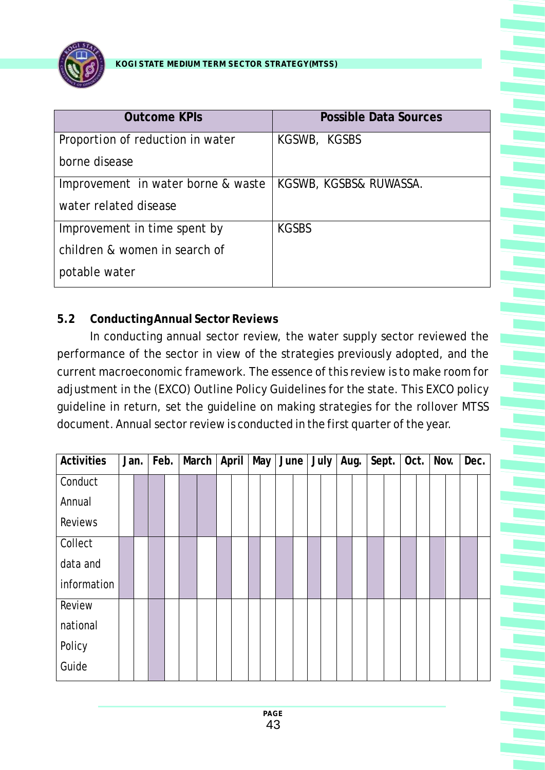| Outcome KPIs | Possible Data Sources |
|---|---|
| Proportion of reduction in water borne disease | KGSWB, KGSBS |
| Improvement in water borne & waste water related disease | KGSWB, KGSBS& RUWASSA. |
| Improvement in time spent by children & women in search of potable water | KGSBS |

### 5.2 Conducting Annual Sector Reviews

In conducting annual sector review, the water supply sector reviewed the performance of the sector in view of the strategies previously adopted, and the current macroeconomic framework. The essence of this review is to make room for adjustment in the (EXCO) Outline Policy Guidelines for the state. This EXCO policy guideline in return, set the guideline on making strategies for the rollover MTSS document. Annual sector review is conducted in the first quarter of the year.

| Activities | Jan. | Feb. | March | April | May | June | July | Aug. | Sept. | Oct. | Nov. | Dec. |
|---|---|---|---|---|---|---|---|---|---|---|---|---|
| Conduct Annual Reviews | | | | | | | | | | | | |
| Collect data and information | | | | | | | | | | | | |
| Review national Policy Guide | | | | | | | | | | | | |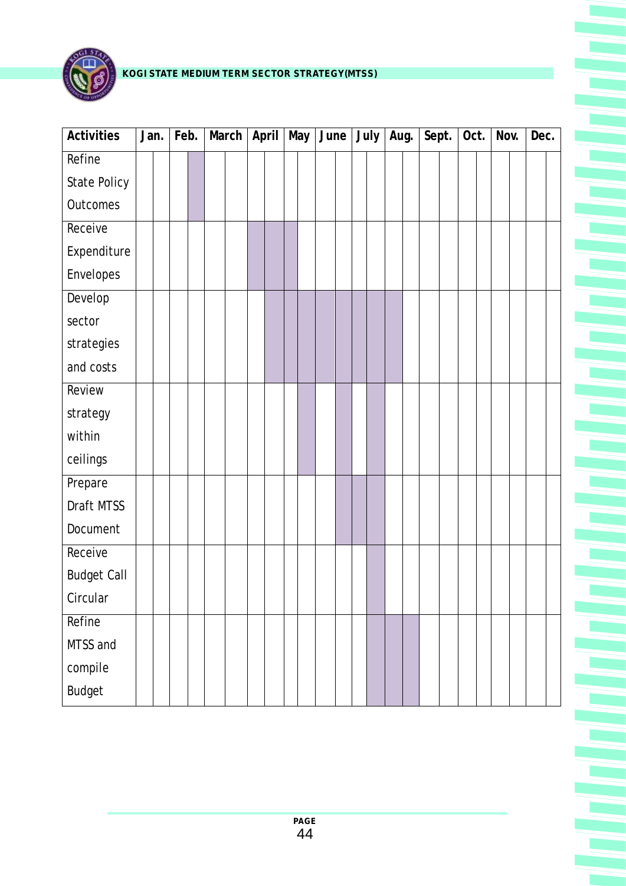| Activities | Jan. | | Feb. | | March | | April | | May | | June | | July | | Aug. | | Sept. | | Oct. | | Nov. | | Dec. | |
|---|---|---|---|---|---|---|---|---|---|---|---|---|---|---|---|---|---|---|---|---|---|---|---|---|
| Refine State Policy Outcomes | | | | ■ | | | | | | | | | | | | | | | | | | | | |
| Receive Expenditure Envelopes | | | | | | | ■ | ■ | ■ | | | | | | | | | | | | | | | |
| Develop sector strategies and costs | | | | | | | | ■ | ■ | ■ | ■ | ■ | ■ | ■ | ■ | | | | | | | | | |
| Review strategy within ceilings | | | | | | | | | | ■ | | ■ | | ■ | | | | | | | | | | |
| Prepare Draft MTSS Document | | | | | | | | | | | | ■ | ■ | ■ | | | | | | | | | | |
| Receive Budget Call Circular | | | | | | | | | | | | | | ■ | | | | | | | | | | |
| Refine MTSS and compile Budget | | | | | | | | | | | | | | ■ | ■ | ■ | | | | | | | | |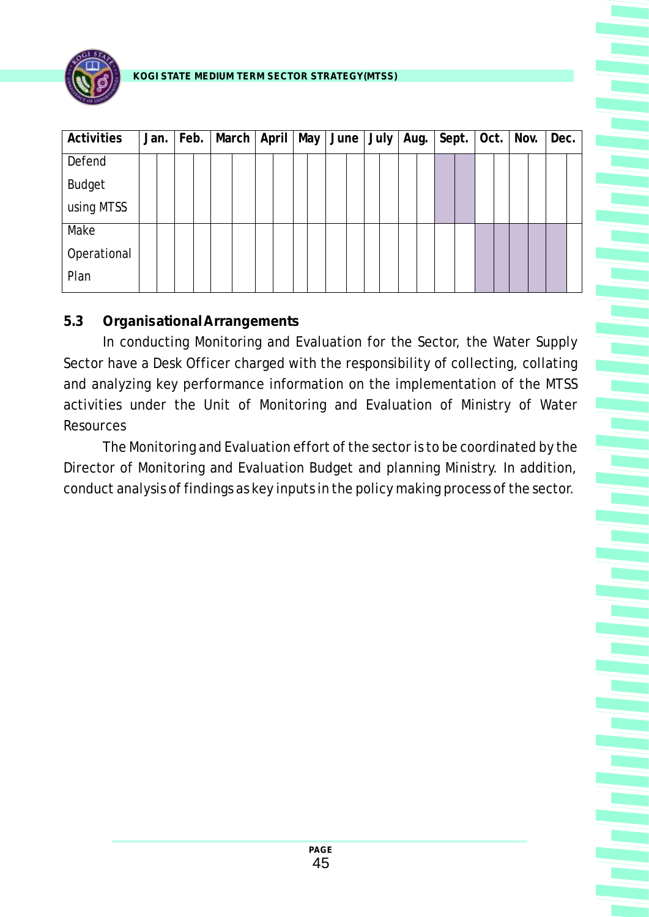| Activities | Jan. | Feb. | March | April | May | June | July | Aug. | Sept. | Oct. | Nov. | Dec. |
|---|---|---|---|---|---|---|---|---|---|---|---|---|
| Defend Budget using MTSS | | | | | | | | | | | | |
| Make Operational Plan | | | | | | | | | | | | |

### 5.3 Organisational Arrangements

In conducting Monitoring and Evaluation for the Sector, the Water Supply Sector have a Desk Officer charged with the responsibility of collecting, collating and analyzing key performance information on the implementation of the MTSS activities under the Unit of Monitoring and Evaluation of Ministry of Water Resources

The Monitoring and Evaluation effort of the sector is to be coordinated by the Director of Monitoring and Evaluation Budget and planning Ministry. In addition, conduct analysis of findings as key inputs in the policy making process of the sector.